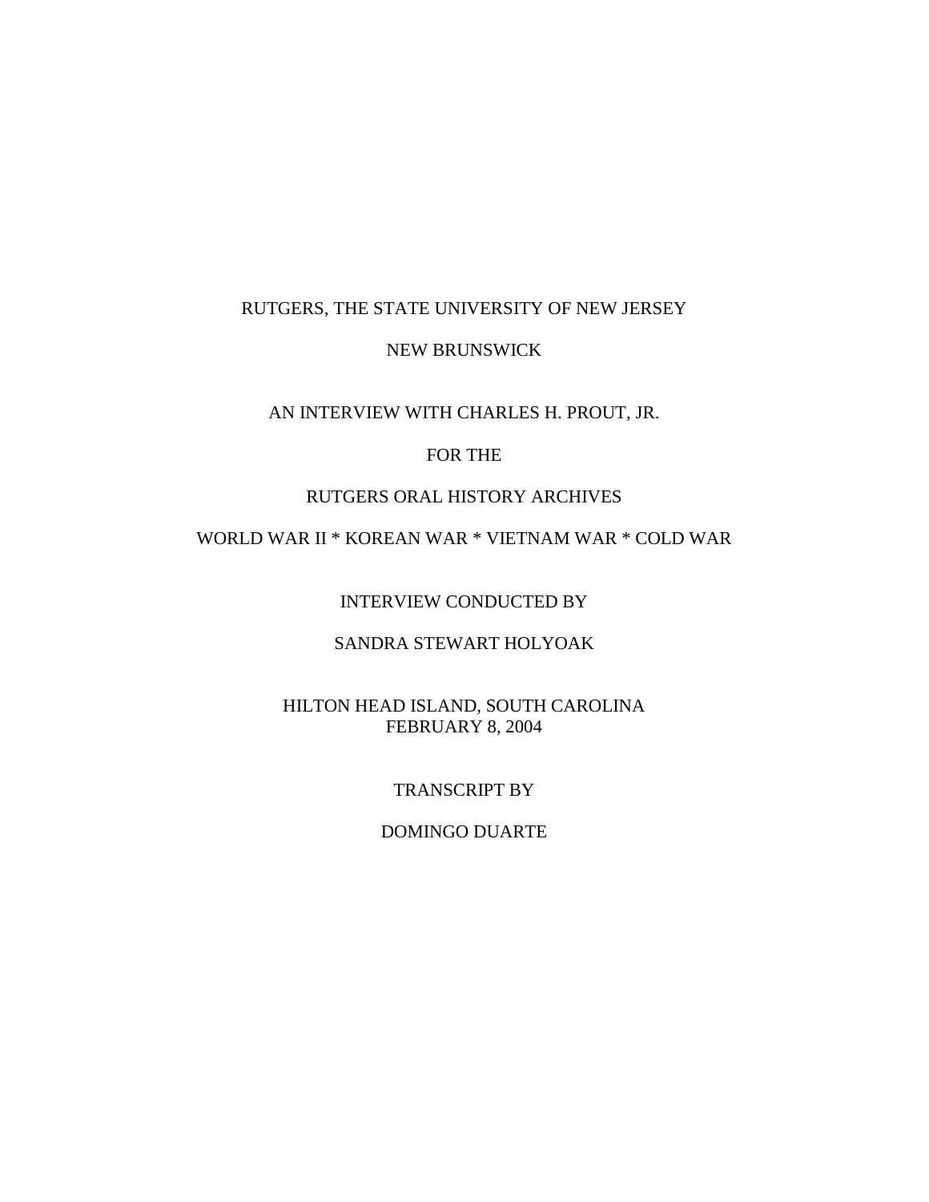RUTGERS, THE STATE UNIVERSITY OF NEW JERSEY

NEW BRUNSWICK

AN INTERVIEW WITH CHARLES H. PROUT, JR.

FOR THE

RUTGERS ORAL HISTORY ARCHIVES

WORLD WAR II * KOREAN WAR * VIETNAM WAR * COLD WAR

INTERVIEW CONDUCTED BY

SANDRA STEWART HOLYOAK

HILTON HEAD ISLAND, SOUTH CAROLINA
FEBRUARY 8, 2004

TRANSCRIPT BY

DOMINGO DUARTE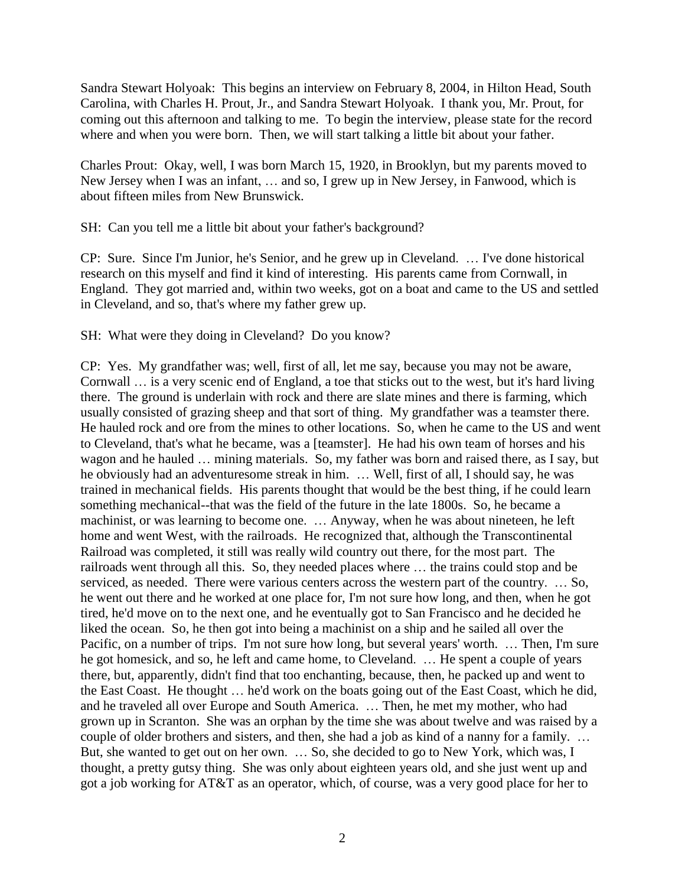Sandra Stewart Holyoak: This begins an interview on February 8, 2004, in Hilton Head, South Carolina, with Charles H. Prout, Jr., and Sandra Stewart Holyoak. I thank you, Mr. Prout, for coming out this afternoon and talking to me. To begin the interview, please state for the record where and when you were born. Then, we will start talking a little bit about your father.

Charles Prout: Okay, well, I was born March 15, 1920, in Brooklyn, but my parents moved to New Jersey when I was an infant, … and so, I grew up in New Jersey, in Fanwood, which is about fifteen miles from New Brunswick.

SH: Can you tell me a little bit about your father's background?

CP: Sure. Since I'm Junior, he's Senior, and he grew up in Cleveland. … I've done historical research on this myself and find it kind of interesting. His parents came from Cornwall, in England. They got married and, within two weeks, got on a boat and came to the US and settled in Cleveland, and so, that's where my father grew up.

SH: What were they doing in Cleveland? Do you know?

CP: Yes. My grandfather was; well, first of all, let me say, because you may not be aware, Cornwall … is a very scenic end of England, a toe that sticks out to the west, but it's hard living there. The ground is underlain with rock and there are slate mines and there is farming, which usually consisted of grazing sheep and that sort of thing. My grandfather was a teamster there. He hauled rock and ore from the mines to other locations. So, when he came to the US and went to Cleveland, that's what he became, was a [teamster]. He had his own team of horses and his wagon and he hauled … mining materials. So, my father was born and raised there, as I say, but he obviously had an adventuresome streak in him. … Well, first of all, I should say, he was trained in mechanical fields. His parents thought that would be the best thing, if he could learn something mechanical--that was the field of the future in the late 1800s. So, he became a machinist, or was learning to become one. … Anyway, when he was about nineteen, he left home and went West, with the railroads. He recognized that, although the Transcontinental Railroad was completed, it still was really wild country out there, for the most part. The railroads went through all this. So, they needed places where … the trains could stop and be serviced, as needed. There were various centers across the western part of the country. … So, he went out there and he worked at one place for, I'm not sure how long, and then, when he got tired, he'd move on to the next one, and he eventually got to San Francisco and he decided he liked the ocean. So, he then got into being a machinist on a ship and he sailed all over the Pacific, on a number of trips. I'm not sure how long, but several years' worth. … Then, I'm sure he got homesick, and so, he left and came home, to Cleveland. … He spent a couple of years there, but, apparently, didn't find that too enchanting, because, then, he packed up and went to the East Coast. He thought … he'd work on the boats going out of the East Coast, which he did, and he traveled all over Europe and South America. … Then, he met my mother, who had grown up in Scranton. She was an orphan by the time she was about twelve and was raised by a couple of older brothers and sisters, and then, she had a job as kind of a nanny for a family. … But, she wanted to get out on her own. … So, she decided to go to New York, which was, I thought, a pretty gutsy thing. She was only about eighteen years old, and she just went up and got a job working for AT&T as an operator, which, of course, was a very good place for her to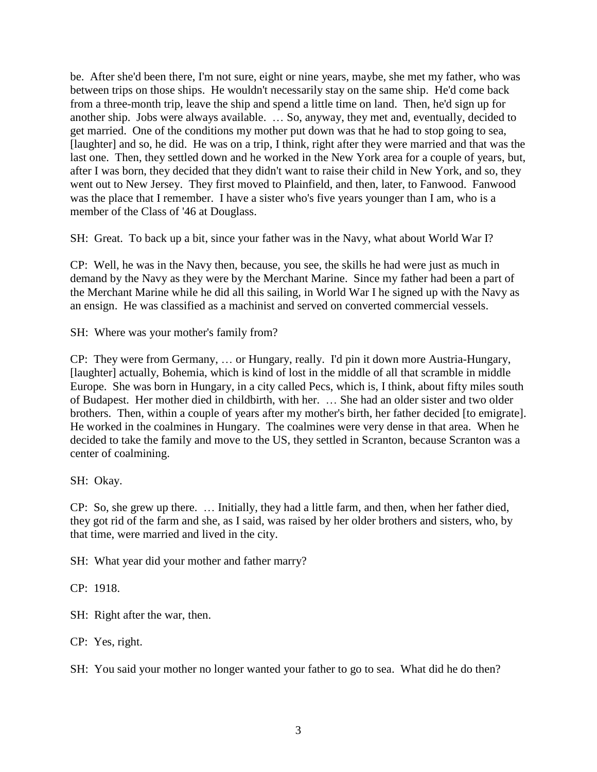be. After she'd been there, I'm not sure, eight or nine years, maybe, she met my father, who was between trips on those ships. He wouldn't necessarily stay on the same ship. He'd come back from a three-month trip, leave the ship and spend a little time on land. Then, he'd sign up for another ship. Jobs were always available. … So, anyway, they met and, eventually, decided to get married. One of the conditions my mother put down was that he had to stop going to sea, [laughter] and so, he did. He was on a trip, I think, right after they were married and that was the last one. Then, they settled down and he worked in the New York area for a couple of years, but, after I was born, they decided that they didn't want to raise their child in New York, and so, they went out to New Jersey. They first moved to Plainfield, and then, later, to Fanwood. Fanwood was the place that I remember. I have a sister who's five years younger than I am, who is a member of the Class of '46 at Douglass.

SH: Great. To back up a bit, since your father was in the Navy, what about World War I?

CP: Well, he was in the Navy then, because, you see, the skills he had were just as much in demand by the Navy as they were by the Merchant Marine. Since my father had been a part of the Merchant Marine while he did all this sailing, in World War I he signed up with the Navy as an ensign. He was classified as a machinist and served on converted commercial vessels.

SH: Where was your mother's family from?

CP: They were from Germany, … or Hungary, really. I'd pin it down more Austria-Hungary, [laughter] actually, Bohemia, which is kind of lost in the middle of all that scramble in middle Europe. She was born in Hungary, in a city called Pecs, which is, I think, about fifty miles south of Budapest. Her mother died in childbirth, with her. … She had an older sister and two older brothers. Then, within a couple of years after my mother's birth, her father decided [to emigrate]. He worked in the coalmines in Hungary. The coalmines were very dense in that area. When he decided to take the family and move to the US, they settled in Scranton, because Scranton was a center of coalmining.

SH: Okay.

CP: So, she grew up there. … Initially, they had a little farm, and then, when her father died, they got rid of the farm and she, as I said, was raised by her older brothers and sisters, who, by that time, were married and lived in the city.

SH: What year did your mother and father marry?

CP: 1918.

SH: Right after the war, then.

CP: Yes, right.

SH: You said your mother no longer wanted your father to go to sea. What did he do then?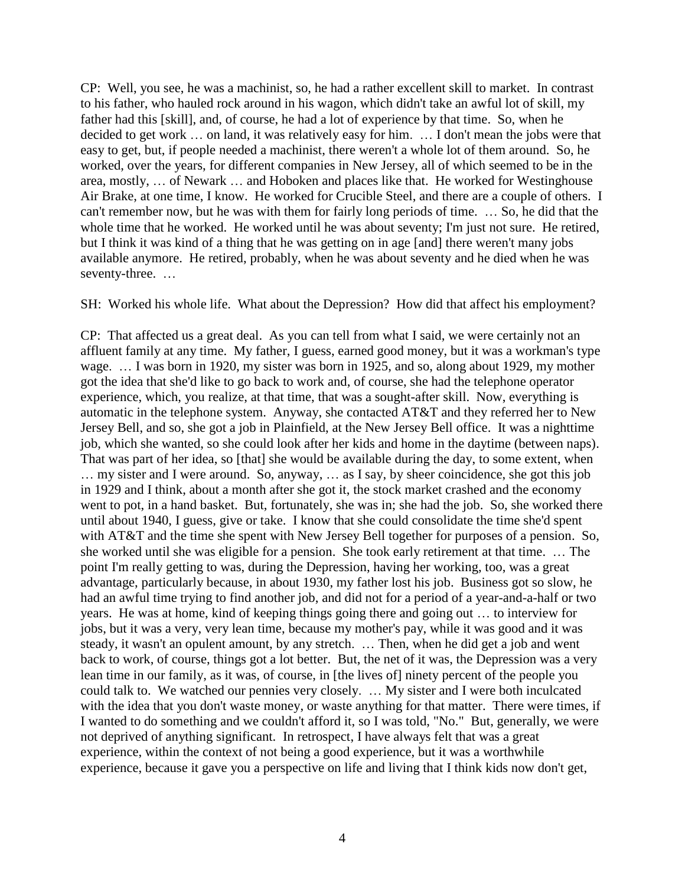CP: Well, you see, he was a machinist, so, he had a rather excellent skill to market. In contrast to his father, who hauled rock around in his wagon, which didn't take an awful lot of skill, my father had this [skill], and, of course, he had a lot of experience by that time. So, when he decided to get work … on land, it was relatively easy for him. … I don't mean the jobs were that easy to get, but, if people needed a machinist, there weren't a whole lot of them around. So, he worked, over the years, for different companies in New Jersey, all of which seemed to be in the area, mostly, … of Newark … and Hoboken and places like that. He worked for Westinghouse Air Brake, at one time, I know. He worked for Crucible Steel, and there are a couple of others. I can't remember now, but he was with them for fairly long periods of time. … So, he did that the whole time that he worked. He worked until he was about seventy; I'm just not sure. He retired, but I think it was kind of a thing that he was getting on in age [and] there weren't many jobs available anymore. He retired, probably, when he was about seventy and he died when he was seventy-three. …

SH: Worked his whole life. What about the Depression? How did that affect his employment?

CP: That affected us a great deal. As you can tell from what I said, we were certainly not an affluent family at any time. My father, I guess, earned good money, but it was a workman's type wage. … I was born in 1920, my sister was born in 1925, and so, along about 1929, my mother got the idea that she'd like to go back to work and, of course, she had the telephone operator experience, which, you realize, at that time, that was a sought-after skill. Now, everything is automatic in the telephone system. Anyway, she contacted AT&T and they referred her to New Jersey Bell, and so, she got a job in Plainfield, at the New Jersey Bell office. It was a nighttime job, which she wanted, so she could look after her kids and home in the daytime (between naps). That was part of her idea, so [that] she would be available during the day, to some extent, when … my sister and I were around. So, anyway, … as I say, by sheer coincidence, she got this job in 1929 and I think, about a month after she got it, the stock market crashed and the economy went to pot, in a hand basket. But, fortunately, she was in; she had the job. So, she worked there until about 1940, I guess, give or take. I know that she could consolidate the time she'd spent with AT&T and the time she spent with New Jersey Bell together for purposes of a pension. So, she worked until she was eligible for a pension. She took early retirement at that time. … The point I'm really getting to was, during the Depression, having her working, too, was a great advantage, particularly because, in about 1930, my father lost his job. Business got so slow, he had an awful time trying to find another job, and did not for a period of a year-and-a-half or two years. He was at home, kind of keeping things going there and going out … to interview for jobs, but it was a very, very lean time, because my mother's pay, while it was good and it was steady, it wasn't an opulent amount, by any stretch. … Then, when he did get a job and went back to work, of course, things got a lot better. But, the net of it was, the Depression was a very lean time in our family, as it was, of course, in [the lives of] ninety percent of the people you could talk to. We watched our pennies very closely. … My sister and I were both inculcated with the idea that you don't waste money, or waste anything for that matter. There were times, if I wanted to do something and we couldn't afford it, so I was told, "No." But, generally, we were not deprived of anything significant. In retrospect, I have always felt that was a great experience, within the context of not being a good experience, but it was a worthwhile experience, because it gave you a perspective on life and living that I think kids now don't get,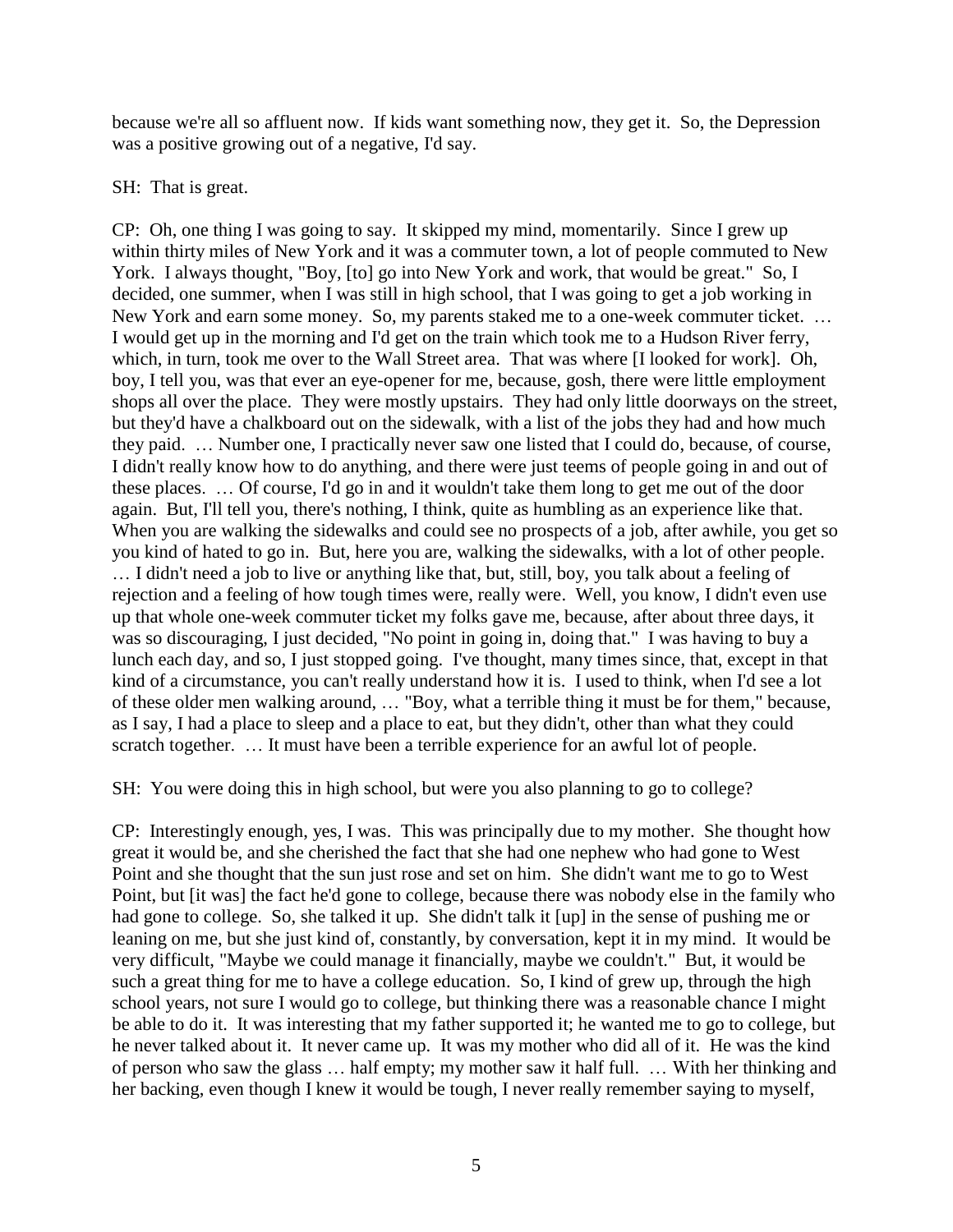because we're all so affluent now. If kids want something now, they get it. So, the Depression was a positive growing out of a negative, I'd say.

SH: That is great.

CP: Oh, one thing I was going to say. It skipped my mind, momentarily. Since I grew up within thirty miles of New York and it was a commuter town, a lot of people commuted to New York. I always thought, "Boy, [to] go into New York and work, that would be great." So, I decided, one summer, when I was still in high school, that I was going to get a job working in New York and earn some money. So, my parents staked me to a one-week commuter ticket. … I would get up in the morning and I'd get on the train which took me to a Hudson River ferry, which, in turn, took me over to the Wall Street area. That was where [I looked for work]. Oh, boy, I tell you, was that ever an eye-opener for me, because, gosh, there were little employment shops all over the place. They were mostly upstairs. They had only little doorways on the street, but they'd have a chalkboard out on the sidewalk, with a list of the jobs they had and how much they paid. … Number one, I practically never saw one listed that I could do, because, of course, I didn't really know how to do anything, and there were just teems of people going in and out of these places. … Of course, I'd go in and it wouldn't take them long to get me out of the door again. But, I'll tell you, there's nothing, I think, quite as humbling as an experience like that. When you are walking the sidewalks and could see no prospects of a job, after awhile, you get so you kind of hated to go in. But, here you are, walking the sidewalks, with a lot of other people. … I didn't need a job to live or anything like that, but, still, boy, you talk about a feeling of rejection and a feeling of how tough times were, really were. Well, you know, I didn't even use up that whole one-week commuter ticket my folks gave me, because, after about three days, it was so discouraging, I just decided, "No point in going in, doing that." I was having to buy a lunch each day, and so, I just stopped going. I've thought, many times since, that, except in that kind of a circumstance, you can't really understand how it is. I used to think, when I'd see a lot of these older men walking around, … "Boy, what a terrible thing it must be for them," because, as I say, I had a place to sleep and a place to eat, but they didn't, other than what they could scratch together. … It must have been a terrible experience for an awful lot of people.

SH: You were doing this in high school, but were you also planning to go to college?

CP: Interestingly enough, yes, I was. This was principally due to my mother. She thought how great it would be, and she cherished the fact that she had one nephew who had gone to West Point and she thought that the sun just rose and set on him. She didn't want me to go to West Point, but [it was] the fact he'd gone to college, because there was nobody else in the family who had gone to college. So, she talked it up. She didn't talk it [up] in the sense of pushing me or leaning on me, but she just kind of, constantly, by conversation, kept it in my mind. It would be very difficult, "Maybe we could manage it financially, maybe we couldn't." But, it would be such a great thing for me to have a college education. So, I kind of grew up, through the high school years, not sure I would go to college, but thinking there was a reasonable chance I might be able to do it. It was interesting that my father supported it; he wanted me to go to college, but he never talked about it. It never came up. It was my mother who did all of it. He was the kind of person who saw the glass … half empty; my mother saw it half full. … With her thinking and her backing, even though I knew it would be tough, I never really remember saying to myself,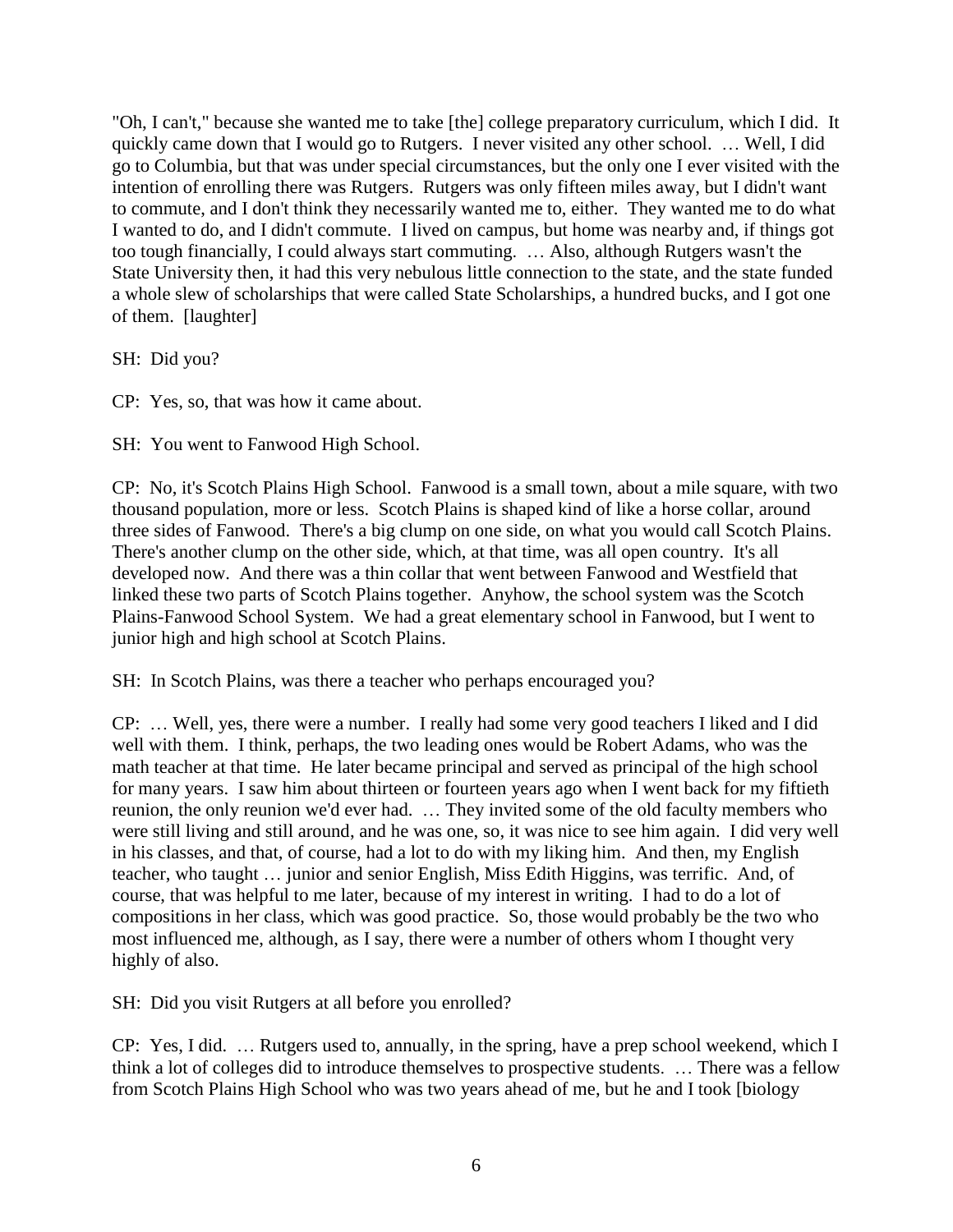"Oh, I can't," because she wanted me to take [the] college preparatory curriculum, which I did. It quickly came down that I would go to Rutgers. I never visited any other school. … Well, I did go to Columbia, but that was under special circumstances, but the only one I ever visited with the intention of enrolling there was Rutgers. Rutgers was only fifteen miles away, but I didn't want to commute, and I don't think they necessarily wanted me to, either. They wanted me to do what I wanted to do, and I didn't commute. I lived on campus, but home was nearby and, if things got too tough financially, I could always start commuting. … Also, although Rutgers wasn't the State University then, it had this very nebulous little connection to the state, and the state funded a whole slew of scholarships that were called State Scholarships, a hundred bucks, and I got one of them. [laughter]

SH: Did you?

CP: Yes, so, that was how it came about.

SH: You went to Fanwood High School.

CP: No, it's Scotch Plains High School. Fanwood is a small town, about a mile square, with two thousand population, more or less. Scotch Plains is shaped kind of like a horse collar, around three sides of Fanwood. There's a big clump on one side, on what you would call Scotch Plains. There's another clump on the other side, which, at that time, was all open country. It's all developed now. And there was a thin collar that went between Fanwood and Westfield that linked these two parts of Scotch Plains together. Anyhow, the school system was the Scotch Plains-Fanwood School System. We had a great elementary school in Fanwood, but I went to junior high and high school at Scotch Plains.

SH: In Scotch Plains, was there a teacher who perhaps encouraged you?

CP: … Well, yes, there were a number. I really had some very good teachers I liked and I did well with them. I think, perhaps, the two leading ones would be Robert Adams, who was the math teacher at that time. He later became principal and served as principal of the high school for many years. I saw him about thirteen or fourteen years ago when I went back for my fiftieth reunion, the only reunion we'd ever had. … They invited some of the old faculty members who were still living and still around, and he was one, so, it was nice to see him again. I did very well in his classes, and that, of course, had a lot to do with my liking him. And then, my English teacher, who taught … junior and senior English, Miss Edith Higgins, was terrific. And, of course, that was helpful to me later, because of my interest in writing. I had to do a lot of compositions in her class, which was good practice. So, those would probably be the two who most influenced me, although, as I say, there were a number of others whom I thought very highly of also.

SH: Did you visit Rutgers at all before you enrolled?

CP: Yes, I did. … Rutgers used to, annually, in the spring, have a prep school weekend, which I think a lot of colleges did to introduce themselves to prospective students. … There was a fellow from Scotch Plains High School who was two years ahead of me, but he and I took [biology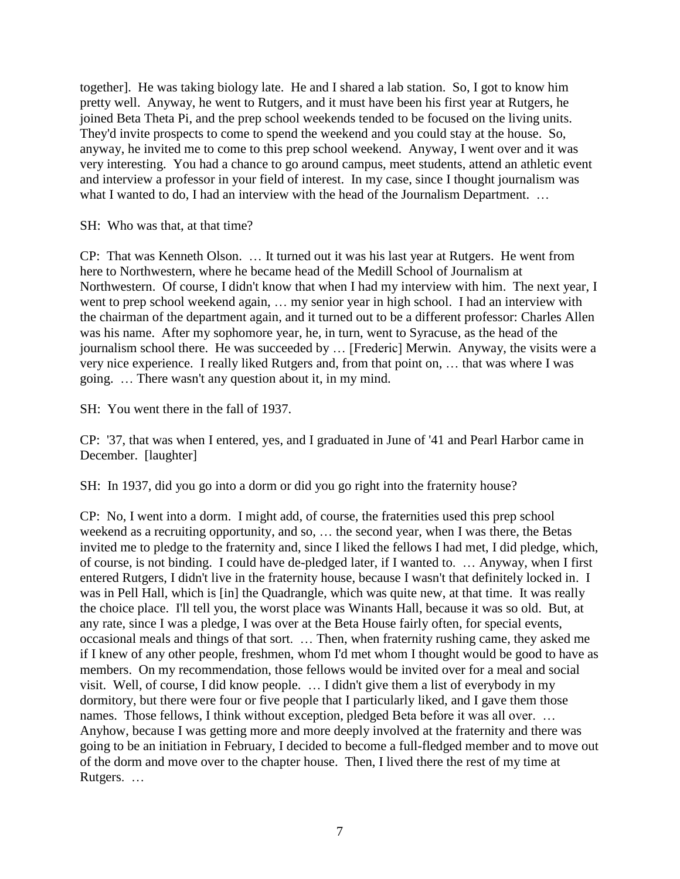together]. He was taking biology late. He and I shared a lab station. So, I got to know him pretty well. Anyway, he went to Rutgers, and it must have been his first year at Rutgers, he joined Beta Theta Pi, and the prep school weekends tended to be focused on the living units. They'd invite prospects to come to spend the weekend and you could stay at the house. So, anyway, he invited me to come to this prep school weekend. Anyway, I went over and it was very interesting. You had a chance to go around campus, meet students, attend an athletic event and interview a professor in your field of interest. In my case, since I thought journalism was what I wanted to do, I had an interview with the head of the Journalism Department. …

SH: Who was that, at that time?

CP: That was Kenneth Olson. … It turned out it was his last year at Rutgers. He went from here to Northwestern, where he became head of the Medill School of Journalism at Northwestern. Of course, I didn't know that when I had my interview with him. The next year, I went to prep school weekend again, … my senior year in high school. I had an interview with the chairman of the department again, and it turned out to be a different professor: Charles Allen was his name. After my sophomore year, he, in turn, went to Syracuse, as the head of the journalism school there. He was succeeded by … [Frederic] Merwin. Anyway, the visits were a very nice experience. I really liked Rutgers and, from that point on, … that was where I was going. … There wasn't any question about it, in my mind.

SH: You went there in the fall of 1937.

CP: '37, that was when I entered, yes, and I graduated in June of '41 and Pearl Harbor came in December. [laughter]

SH: In 1937, did you go into a dorm or did you go right into the fraternity house?

CP: No, I went into a dorm. I might add, of course, the fraternities used this prep school weekend as a recruiting opportunity, and so, … the second year, when I was there, the Betas invited me to pledge to the fraternity and, since I liked the fellows I had met, I did pledge, which, of course, is not binding. I could have de-pledged later, if I wanted to. … Anyway, when I first entered Rutgers, I didn't live in the fraternity house, because I wasn't that definitely locked in. I was in Pell Hall, which is [in] the Quadrangle, which was quite new, at that time. It was really the choice place. I'll tell you, the worst place was Winants Hall, because it was so old. But, at any rate, since I was a pledge, I was over at the Beta House fairly often, for special events, occasional meals and things of that sort. … Then, when fraternity rushing came, they asked me if I knew of any other people, freshmen, whom I'd met whom I thought would be good to have as members. On my recommendation, those fellows would be invited over for a meal and social visit. Well, of course, I did know people. … I didn't give them a list of everybody in my dormitory, but there were four or five people that I particularly liked, and I gave them those names. Those fellows, I think without exception, pledged Beta before it was all over. … Anyhow, because I was getting more and more deeply involved at the fraternity and there was going to be an initiation in February, I decided to become a full-fledged member and to move out of the dorm and move over to the chapter house. Then, I lived there the rest of my time at Rutgers. …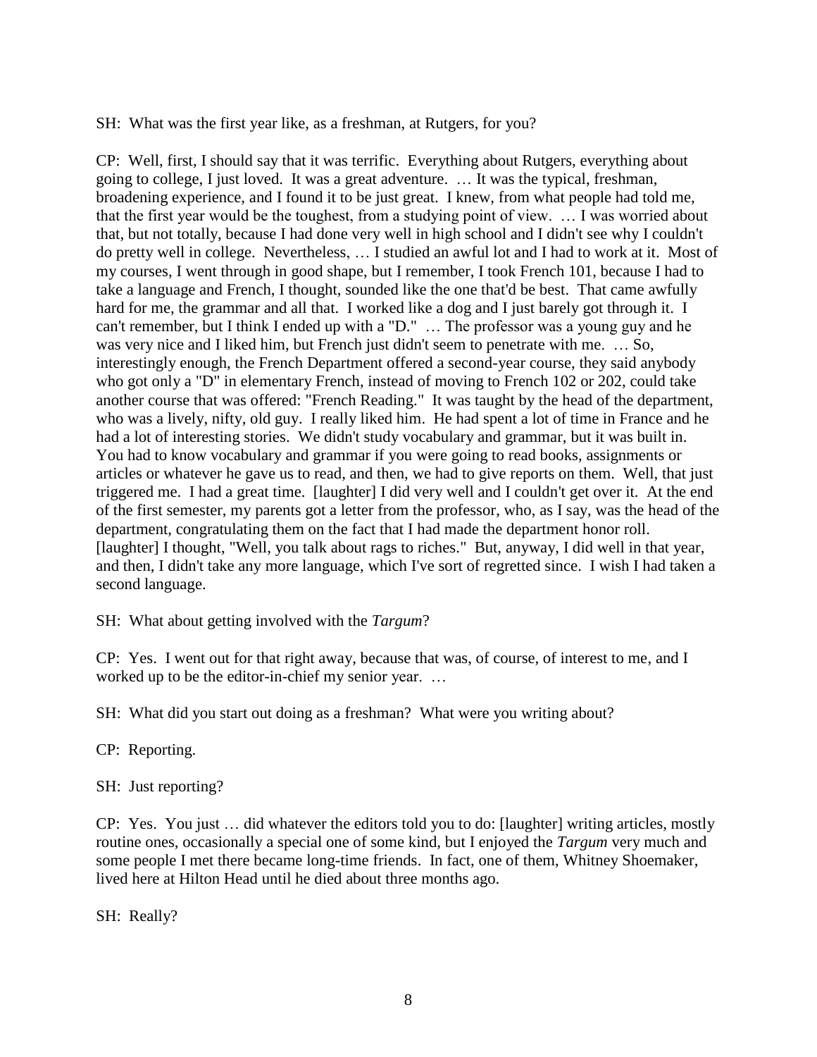SH: What was the first year like, as a freshman, at Rutgers, for you?

CP: Well, first, I should say that it was terrific. Everything about Rutgers, everything about going to college, I just loved. It was a great adventure. … It was the typical, freshman, broadening experience, and I found it to be just great. I knew, from what people had told me, that the first year would be the toughest, from a studying point of view. … I was worried about that, but not totally, because I had done very well in high school and I didn't see why I couldn't do pretty well in college. Nevertheless, … I studied an awful lot and I had to work at it. Most of my courses, I went through in good shape, but I remember, I took French 101, because I had to take a language and French, I thought, sounded like the one that'd be best. That came awfully hard for me, the grammar and all that. I worked like a dog and I just barely got through it. I can't remember, but I think I ended up with a "D." … The professor was a young guy and he was very nice and I liked him, but French just didn't seem to penetrate with me. … So, interestingly enough, the French Department offered a second-year course, they said anybody who got only a "D" in elementary French, instead of moving to French 102 or 202, could take another course that was offered: "French Reading." It was taught by the head of the department, who was a lively, nifty, old guy. I really liked him. He had spent a lot of time in France and he had a lot of interesting stories. We didn't study vocabulary and grammar, but it was built in. You had to know vocabulary and grammar if you were going to read books, assignments or articles or whatever he gave us to read, and then, we had to give reports on them. Well, that just triggered me. I had a great time. [laughter] I did very well and I couldn't get over it. At the end of the first semester, my parents got a letter from the professor, who, as I say, was the head of the department, congratulating them on the fact that I had made the department honor roll. [laughter] I thought, "Well, you talk about rags to riches." But, anyway, I did well in that year, and then, I didn't take any more language, which I've sort of regretted since. I wish I had taken a second language.

SH: What about getting involved with the *Targum*?

CP: Yes. I went out for that right away, because that was, of course, of interest to me, and I worked up to be the editor-in-chief my senior year. …

SH: What did you start out doing as a freshman? What were you writing about?

CP: Reporting.

SH: Just reporting?

CP: Yes. You just … did whatever the editors told you to do: [laughter] writing articles, mostly routine ones, occasionally a special one of some kind, but I enjoyed the *Targum* very much and some people I met there became long-time friends. In fact, one of them, Whitney Shoemaker, lived here at Hilton Head until he died about three months ago.

SH: Really?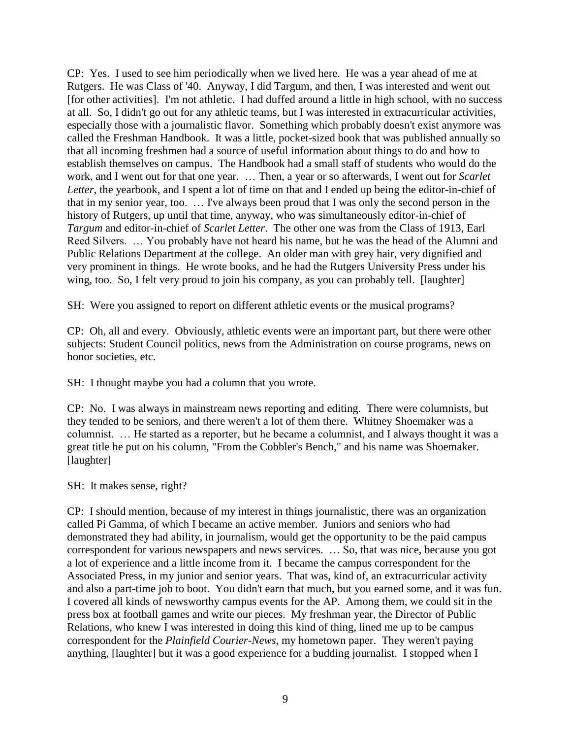CP: Yes. I used to see him periodically when we lived here. He was a year ahead of me at Rutgers. He was Class of '40. Anyway, I did Targum, and then, I was interested and went out [for other activities]. I'm not athletic. I had duffed around a little in high school, with no success at all. So, I didn't go out for any athletic teams, but I was interested in extracurricular activities, especially those with a journalistic flavor. Something which probably doesn't exist anymore was called the Freshman Handbook. It was a little, pocket-sized book that was published annually so that all incoming freshmen had a source of useful information about things to do and how to establish themselves on campus. The Handbook had a small staff of students who would do the work, and I went out for that one year. … Then, a year or so afterwards, I went out for *Scarlet Letter*, the yearbook, and I spent a lot of time on that and I ended up being the editor-in-chief of that in my senior year, too. … I've always been proud that I was only the second person in the history of Rutgers, up until that time, anyway, who was simultaneously editor-in-chief of *Targum* and editor-in-chief of *Scarlet Letter*. The other one was from the Class of 1913, Earl Reed Silvers. … You probably have not heard his name, but he was the head of the Alumni and Public Relations Department at the college. An older man with grey hair, very dignified and very prominent in things. He wrote books, and he had the Rutgers University Press under his wing, too. So, I felt very proud to join his company, as you can probably tell. [laughter]

SH: Were you assigned to report on different athletic events or the musical programs?

CP: Oh, all and every. Obviously, athletic events were an important part, but there were other subjects: Student Council politics, news from the Administration on course programs, news on honor societies, etc.

SH: I thought maybe you had a column that you wrote.

CP: No. I was always in mainstream news reporting and editing. There were columnists, but they tended to be seniors, and there weren't a lot of them there. Whitney Shoemaker was a columnist. … He started as a reporter, but he became a columnist, and I always thought it was a great title he put on his column, "From the Cobbler's Bench," and his name was Shoemaker. [laughter]

SH: It makes sense, right?

CP: I should mention, because of my interest in things journalistic, there was an organization called Pi Gamma, of which I became an active member. Juniors and seniors who had demonstrated they had ability, in journalism, would get the opportunity to be the paid campus correspondent for various newspapers and news services. … So, that was nice, because you got a lot of experience and a little income from it. I became the campus correspondent for the Associated Press, in my junior and senior years. That was, kind of, an extracurricular activity and also a part-time job to boot. You didn't earn that much, but you earned some, and it was fun. I covered all kinds of newsworthy campus events for the AP. Among them, we could sit in the press box at football games and write our pieces. My freshman year, the Director of Public Relations, who knew I was interested in doing this kind of thing, lined me up to be campus correspondent for the *Plainfield Courier-News*, my hometown paper. They weren't paying anything, [laughter] but it was a good experience for a budding journalist. I stopped when I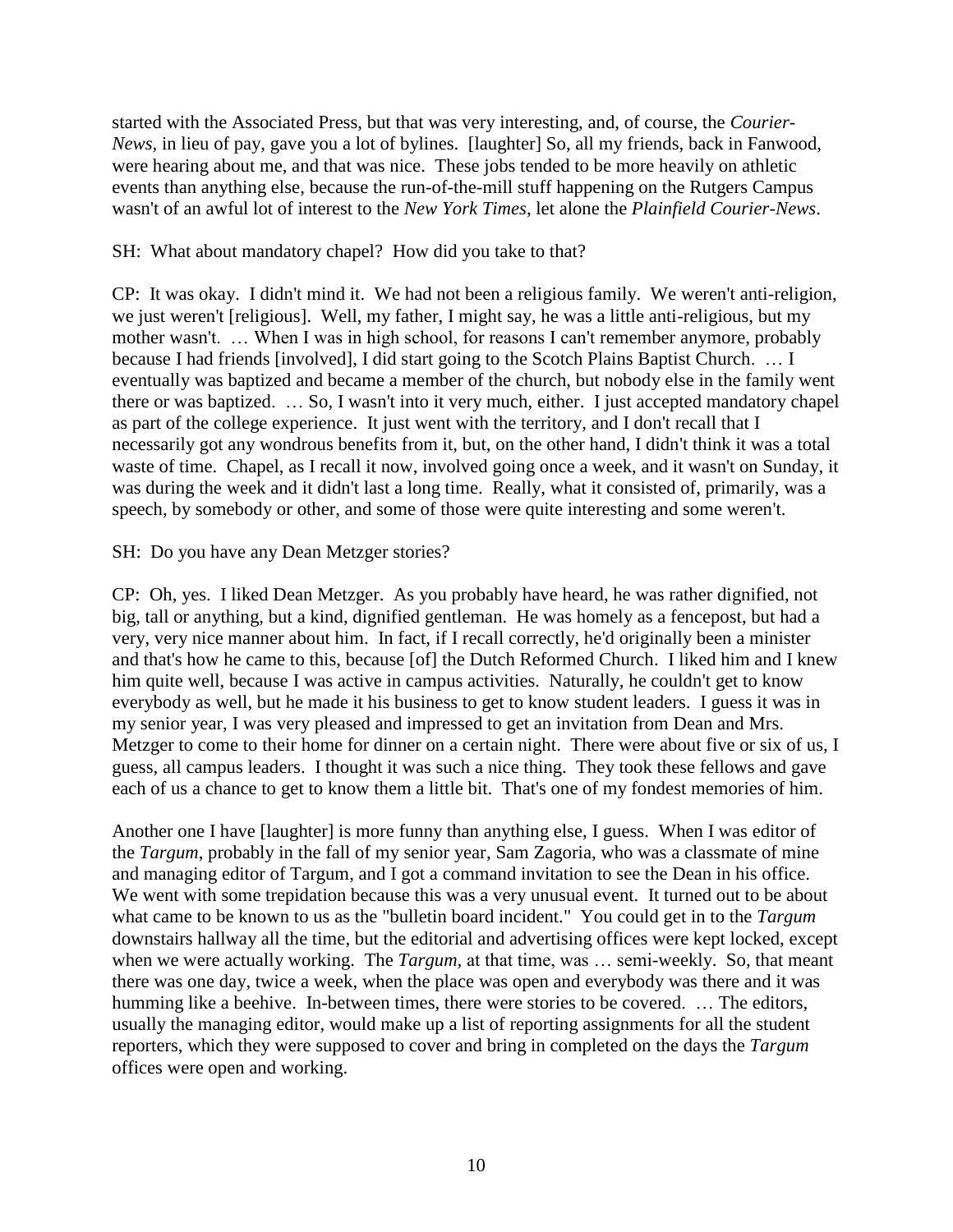started with the Associated Press, but that was very interesting, and, of course, the *Courier-News*, in lieu of pay, gave you a lot of bylines. [laughter] So, all my friends, back in Fanwood, were hearing about me, and that was nice. These jobs tended to be more heavily on athletic events than anything else, because the run-of-the-mill stuff happening on the Rutgers Campus wasn't of an awful lot of interest to the *New York Times*, let alone the *Plainfield Courier-News*.

SH: What about mandatory chapel? How did you take to that?

CP: It was okay. I didn't mind it. We had not been a religious family. We weren't anti-religion, we just weren't [religious]. Well, my father, I might say, he was a little anti-religious, but my mother wasn't. … When I was in high school, for reasons I can't remember anymore, probably because I had friends [involved], I did start going to the Scotch Plains Baptist Church. … I eventually was baptized and became a member of the church, but nobody else in the family went there or was baptized. … So, I wasn't into it very much, either. I just accepted mandatory chapel as part of the college experience. It just went with the territory, and I don't recall that I necessarily got any wondrous benefits from it, but, on the other hand, I didn't think it was a total waste of time. Chapel, as I recall it now, involved going once a week, and it wasn't on Sunday, it was during the week and it didn't last a long time. Really, what it consisted of, primarily, was a speech, by somebody or other, and some of those were quite interesting and some weren't.

SH: Do you have any Dean Metzger stories?

CP: Oh, yes. I liked Dean Metzger. As you probably have heard, he was rather dignified, not big, tall or anything, but a kind, dignified gentleman. He was homely as a fencepost, but had a very, very nice manner about him. In fact, if I recall correctly, he'd originally been a minister and that's how he came to this, because [of] the Dutch Reformed Church. I liked him and I knew him quite well, because I was active in campus activities. Naturally, he couldn't get to know everybody as well, but he made it his business to get to know student leaders. I guess it was in my senior year, I was very pleased and impressed to get an invitation from Dean and Mrs. Metzger to come to their home for dinner on a certain night. There were about five or six of us, I guess, all campus leaders. I thought it was such a nice thing. They took these fellows and gave each of us a chance to get to know them a little bit. That's one of my fondest memories of him.

Another one I have [laughter] is more funny than anything else, I guess. When I was editor of the *Targum*, probably in the fall of my senior year, Sam Zagoria, who was a classmate of mine and managing editor of Targum, and I got a command invitation to see the Dean in his office. We went with some trepidation because this was a very unusual event. It turned out to be about what came to be known to us as the "bulletin board incident." You could get in to the *Targum* downstairs hallway all the time, but the editorial and advertising offices were kept locked, except when we were actually working. The *Targum*, at that time, was … semi-weekly. So, that meant there was one day, twice a week, when the place was open and everybody was there and it was humming like a beehive. In-between times, there were stories to be covered. … The editors, usually the managing editor, would make up a list of reporting assignments for all the student reporters, which they were supposed to cover and bring in completed on the days the *Targum* offices were open and working.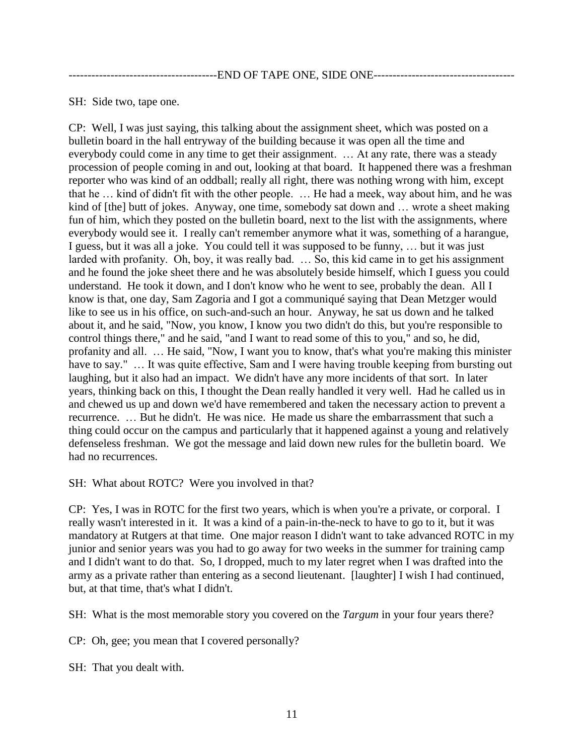--------------------------------------END OF TAPE ONE, SIDE ONE-------------------------------------

SH: Side two, tape one.

CP: Well, I was just saying, this talking about the assignment sheet, which was posted on a bulletin board in the hall entryway of the building because it was open all the time and everybody could come in any time to get their assignment. … At any rate, there was a steady procession of people coming in and out, looking at that board. It happened there was a freshman reporter who was kind of an oddball; really all right, there was nothing wrong with him, except that he … kind of didn't fit with the other people. … He had a meek, way about him, and he was kind of [the] butt of jokes. Anyway, one time, somebody sat down and … wrote a sheet making fun of him, which they posted on the bulletin board, next to the list with the assignments, where everybody would see it. I really can't remember anymore what it was, something of a harangue, I guess, but it was all a joke. You could tell it was supposed to be funny, … but it was just larded with profanity. Oh, boy, it was really bad. … So, this kid came in to get his assignment and he found the joke sheet there and he was absolutely beside himself, which I guess you could understand. He took it down, and I don't know who he went to see, probably the dean. All I know is that, one day, Sam Zagoria and I got a communiqué saying that Dean Metzger would like to see us in his office, on such-and-such an hour. Anyway, he sat us down and he talked about it, and he said, "Now, you know, I know you two didn't do this, but you're responsible to control things there," and he said, "and I want to read some of this to you," and so, he did, profanity and all. … He said, "Now, I want you to know, that's what you're making this minister have to say." … It was quite effective, Sam and I were having trouble keeping from bursting out laughing, but it also had an impact. We didn't have any more incidents of that sort. In later years, thinking back on this, I thought the Dean really handled it very well. Had he called us in and chewed us up and down we'd have remembered and taken the necessary action to prevent a recurrence. … But he didn't. He was nice. He made us share the embarrassment that such a thing could occur on the campus and particularly that it happened against a young and relatively defenseless freshman. We got the message and laid down new rules for the bulletin board. We had no recurrences.

SH: What about ROTC? Were you involved in that?

CP: Yes, I was in ROTC for the first two years, which is when you're a private, or corporal. I really wasn't interested in it. It was a kind of a pain-in-the-neck to have to go to it, but it was mandatory at Rutgers at that time. One major reason I didn't want to take advanced ROTC in my junior and senior years was you had to go away for two weeks in the summer for training camp and I didn't want to do that. So, I dropped, much to my later regret when I was drafted into the army as a private rather than entering as a second lieutenant. [laughter] I wish I had continued, but, at that time, that's what I didn't.

SH: What is the most memorable story you covered on the *Targum* in your four years there?

CP: Oh, gee; you mean that I covered personally?

SH: That you dealt with.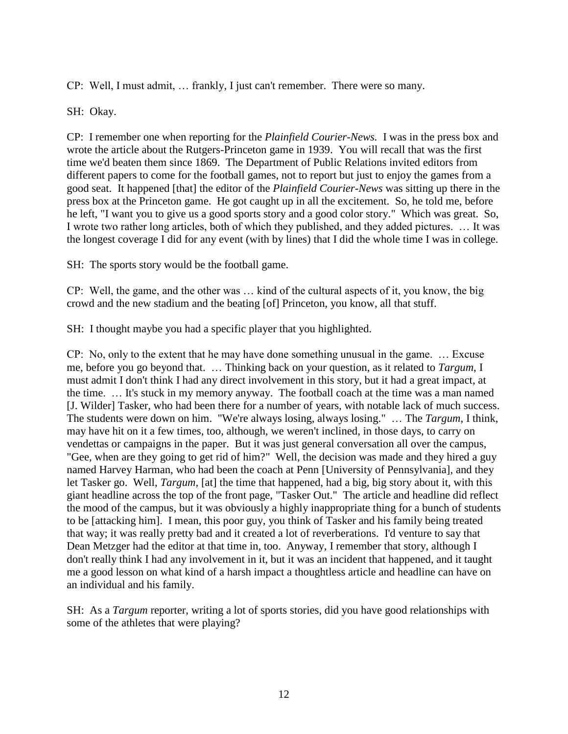CP: Well, I must admit, … frankly, I just can't remember. There were so many.

SH: Okay.

CP: I remember one when reporting for the *Plainfield Courier-News.* I was in the press box and wrote the article about the Rutgers-Princeton game in 1939. You will recall that was the first time we'd beaten them since 1869. The Department of Public Relations invited editors from different papers to come for the football games, not to report but just to enjoy the games from a good seat. It happened [that] the editor of the *Plainfield Courier-News* was sitting up there in the press box at the Princeton game. He got caught up in all the excitement. So, he told me, before he left, "I want you to give us a good sports story and a good color story." Which was great. So, I wrote two rather long articles, both of which they published, and they added pictures. … It was the longest coverage I did for any event (with by lines) that I did the whole time I was in college.

SH: The sports story would be the football game.

CP: Well, the game, and the other was … kind of the cultural aspects of it, you know, the big crowd and the new stadium and the beating [of] Princeton, you know, all that stuff.

SH: I thought maybe you had a specific player that you highlighted.

CP: No, only to the extent that he may have done something unusual in the game. … Excuse me, before you go beyond that. … Thinking back on your question, as it related to *Targum*, I must admit I don't think I had any direct involvement in this story, but it had a great impact, at the time. … It's stuck in my memory anyway. The football coach at the time was a man named [J. Wilder] Tasker, who had been there for a number of years, with notable lack of much success. The students were down on him. "We're always losing, always losing." … The *Targum*, I think, may have hit on it a few times, too, although, we weren't inclined, in those days, to carry on vendettas or campaigns in the paper. But it was just general conversation all over the campus, "Gee, when are they going to get rid of him?" Well, the decision was made and they hired a guy named Harvey Harman, who had been the coach at Penn [University of Pennsylvania], and they let Tasker go. Well, *Targum*, [at] the time that happened, had a big, big story about it, with this giant headline across the top of the front page, "Tasker Out." The article and headline did reflect the mood of the campus, but it was obviously a highly inappropriate thing for a bunch of students to be [attacking him]. I mean, this poor guy, you think of Tasker and his family being treated that way; it was really pretty bad and it created a lot of reverberations. I'd venture to say that Dean Metzger had the editor at that time in, too. Anyway, I remember that story, although I don't really think I had any involvement in it, but it was an incident that happened, and it taught me a good lesson on what kind of a harsh impact a thoughtless article and headline can have on an individual and his family.

SH: As a *Targum* reporter, writing a lot of sports stories, did you have good relationships with some of the athletes that were playing?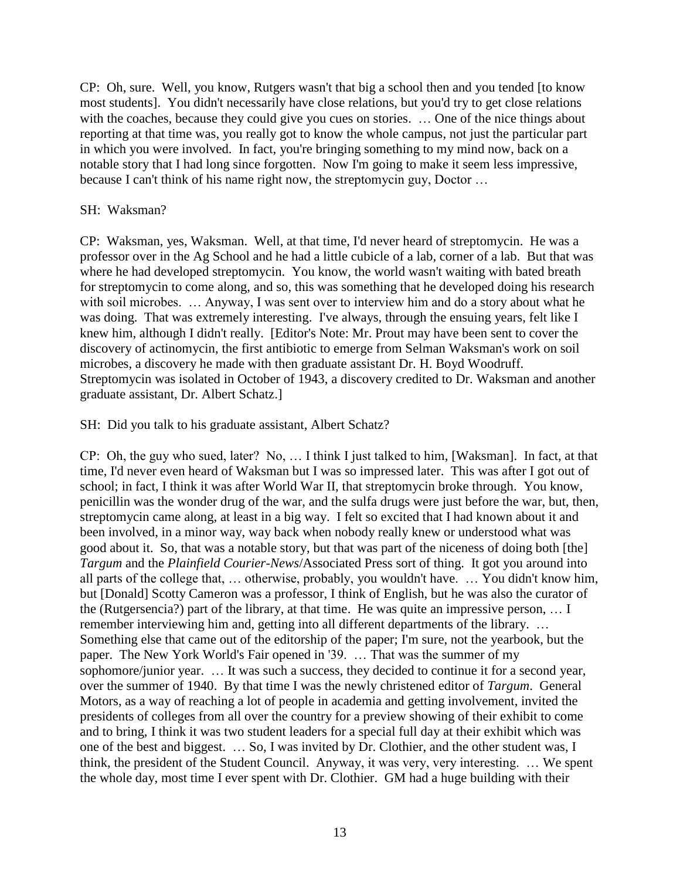CP: Oh, sure. Well, you know, Rutgers wasn't that big a school then and you tended [to know most students]. You didn't necessarily have close relations, but you'd try to get close relations with the coaches, because they could give you cues on stories. … One of the nice things about reporting at that time was, you really got to know the whole campus, not just the particular part in which you were involved. In fact, you're bringing something to my mind now, back on a notable story that I had long since forgotten. Now I'm going to make it seem less impressive, because I can't think of his name right now, the streptomycin guy, Doctor …

SH: Waksman?

CP: Waksman, yes, Waksman. Well, at that time, I'd never heard of streptomycin. He was a professor over in the Ag School and he had a little cubicle of a lab, corner of a lab. But that was where he had developed streptomycin. You know, the world wasn't waiting with bated breath for streptomycin to come along, and so, this was something that he developed doing his research with soil microbes. … Anyway, I was sent over to interview him and do a story about what he was doing. That was extremely interesting. I've always, through the ensuing years, felt like I knew him, although I didn't really. [Editor's Note: Mr. Prout may have been sent to cover the discovery of actinomycin, the first antibiotic to emerge from Selman Waksman's work on soil microbes, a discovery he made with then graduate assistant Dr. H. Boyd Woodruff. Streptomycin was isolated in October of 1943, a discovery credited to Dr. Waksman and another graduate assistant, Dr. Albert Schatz.]

SH: Did you talk to his graduate assistant, Albert Schatz?

CP: Oh, the guy who sued, later? No, … I think I just talked to him, [Waksman]. In fact, at that time, I'd never even heard of Waksman but I was so impressed later. This was after I got out of school; in fact, I think it was after World War II, that streptomycin broke through. You know, penicillin was the wonder drug of the war, and the sulfa drugs were just before the war, but, then, streptomycin came along, at least in a big way. I felt so excited that I had known about it and been involved, in a minor way, way back when nobody really knew or understood what was good about it. So, that was a notable story, but that was part of the niceness of doing both [the] *Targum* and the *Plainfield Courier-News*/Associated Press sort of thing. It got you around into all parts of the college that, … otherwise, probably, you wouldn't have. … You didn't know him, but [Donald] Scotty Cameron was a professor, I think of English, but he was also the curator of the (Rutgersencia?) part of the library, at that time. He was quite an impressive person, … I remember interviewing him and, getting into all different departments of the library. … Something else that came out of the editorship of the paper; I'm sure, not the yearbook, but the paper. The New York World's Fair opened in '39. … That was the summer of my sophomore/junior year. … It was such a success, they decided to continue it for a second year, over the summer of 1940. By that time I was the newly christened editor of *Targum*. General Motors, as a way of reaching a lot of people in academia and getting involvement, invited the presidents of colleges from all over the country for a preview showing of their exhibit to come and to bring, I think it was two student leaders for a special full day at their exhibit which was one of the best and biggest. … So, I was invited by Dr. Clothier, and the other student was, I think, the president of the Student Council. Anyway, it was very, very interesting. … We spent the whole day, most time I ever spent with Dr. Clothier. GM had a huge building with their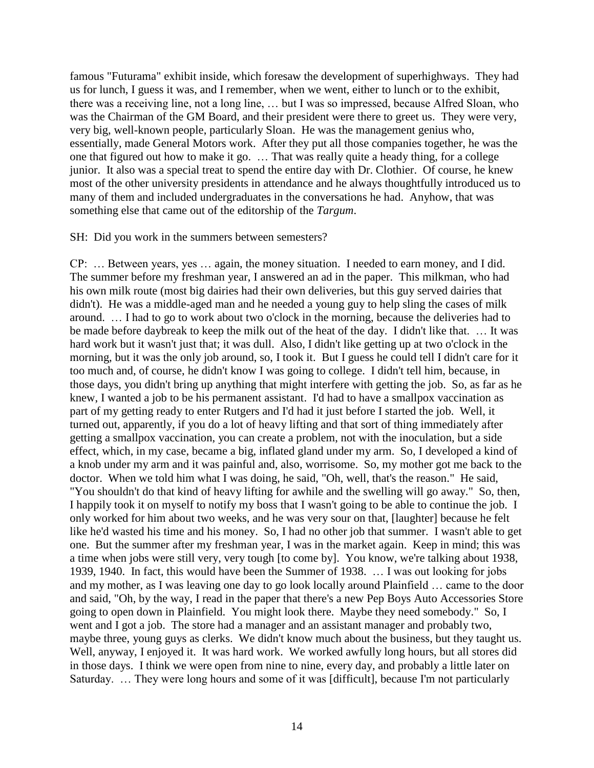famous "Futurama" exhibit inside, which foresaw the development of superhighways. They had us for lunch, I guess it was, and I remember, when we went, either to lunch or to the exhibit, there was a receiving line, not a long line, … but I was so impressed, because Alfred Sloan, who was the Chairman of the GM Board, and their president were there to greet us. They were very, very big, well-known people, particularly Sloan. He was the management genius who, essentially, made General Motors work. After they put all those companies together, he was the one that figured out how to make it go. … That was really quite a heady thing, for a college junior. It also was a special treat to spend the entire day with Dr. Clothier. Of course, he knew most of the other university presidents in attendance and he always thoughtfully introduced us to many of them and included undergraduates in the conversations he had. Anyhow, that was something else that came out of the editorship of the *Targum*.

SH: Did you work in the summers between semesters?

CP: … Between years, yes … again, the money situation. I needed to earn money, and I did. The summer before my freshman year, I answered an ad in the paper. This milkman, who had his own milk route (most big dairies had their own deliveries, but this guy served dairies that didn't). He was a middle-aged man and he needed a young guy to help sling the cases of milk around. … I had to go to work about two o'clock in the morning, because the deliveries had to be made before daybreak to keep the milk out of the heat of the day. I didn't like that. … It was hard work but it wasn't just that; it was dull. Also, I didn't like getting up at two o'clock in the morning, but it was the only job around, so, I took it. But I guess he could tell I didn't care for it too much and, of course, he didn't know I was going to college. I didn't tell him, because, in those days, you didn't bring up anything that might interfere with getting the job. So, as far as he knew, I wanted a job to be his permanent assistant. I'd had to have a smallpox vaccination as part of my getting ready to enter Rutgers and I'd had it just before I started the job. Well, it turned out, apparently, if you do a lot of heavy lifting and that sort of thing immediately after getting a smallpox vaccination, you can create a problem, not with the inoculation, but a side effect, which, in my case, became a big, inflated gland under my arm. So, I developed a kind of a knob under my arm and it was painful and, also, worrisome. So, my mother got me back to the doctor. When we told him what I was doing, he said, "Oh, well, that's the reason." He said, "You shouldn't do that kind of heavy lifting for awhile and the swelling will go away." So, then, I happily took it on myself to notify my boss that I wasn't going to be able to continue the job. I only worked for him about two weeks, and he was very sour on that, [laughter] because he felt like he'd wasted his time and his money. So, I had no other job that summer. I wasn't able to get one. But the summer after my freshman year, I was in the market again. Keep in mind; this was a time when jobs were still very, very tough [to come by]. You know, we're talking about 1938, 1939, 1940. In fact, this would have been the Summer of 1938. … I was out looking for jobs and my mother, as I was leaving one day to go look locally around Plainfield … came to the door and said, "Oh, by the way, I read in the paper that there's a new Pep Boys Auto Accessories Store going to open down in Plainfield. You might look there. Maybe they need somebody." So, I went and I got a job. The store had a manager and an assistant manager and probably two, maybe three, young guys as clerks. We didn't know much about the business, but they taught us. Well, anyway, I enjoyed it. It was hard work. We worked awfully long hours, but all stores did in those days. I think we were open from nine to nine, every day, and probably a little later on Saturday. … They were long hours and some of it was [difficult], because I'm not particularly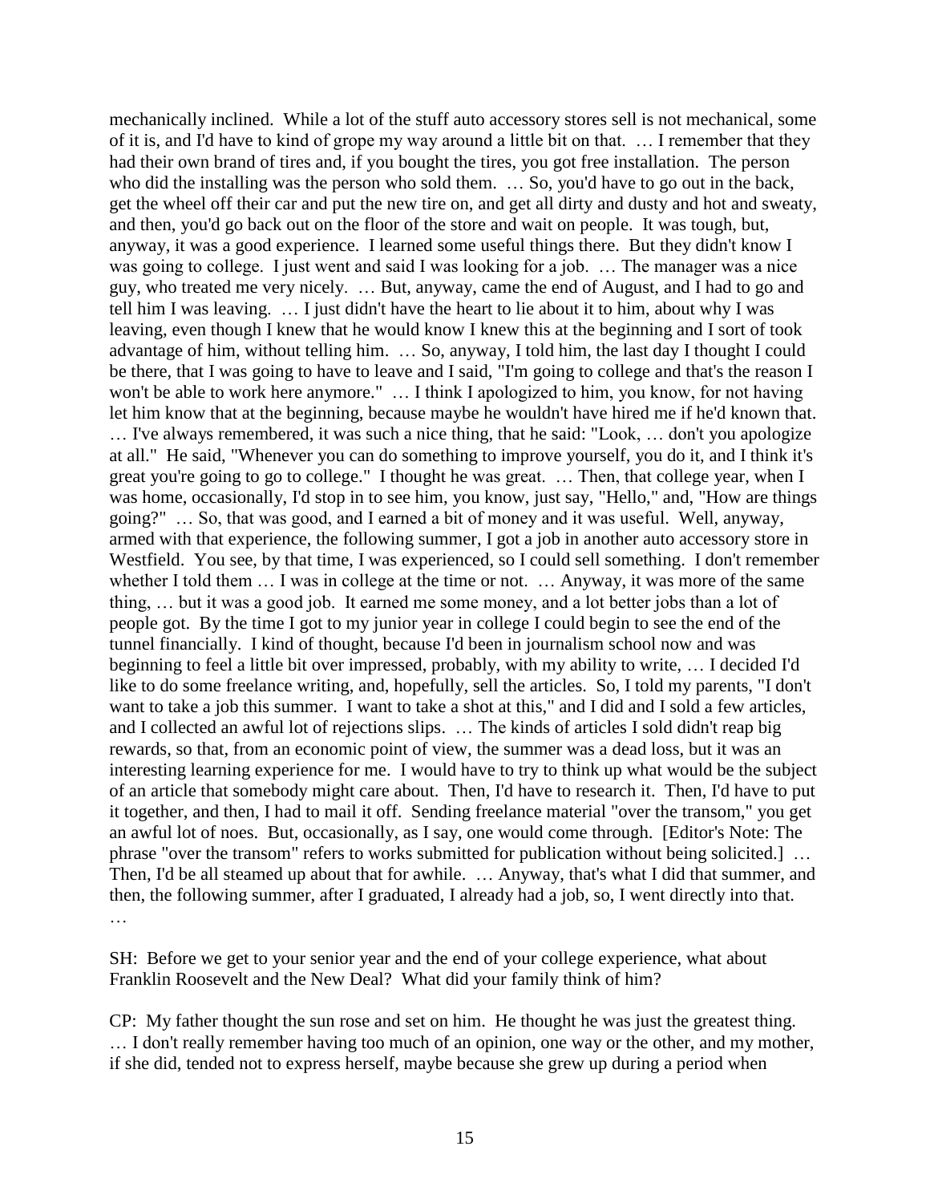mechanically inclined. While a lot of the stuff auto accessory stores sell is not mechanical, some of it is, and I'd have to kind of grope my way around a little bit on that. … I remember that they had their own brand of tires and, if you bought the tires, you got free installation. The person who did the installing was the person who sold them. … So, you'd have to go out in the back, get the wheel off their car and put the new tire on, and get all dirty and dusty and hot and sweaty, and then, you'd go back out on the floor of the store and wait on people. It was tough, but, anyway, it was a good experience. I learned some useful things there. But they didn't know I was going to college. I just went and said I was looking for a job. … The manager was a nice guy, who treated me very nicely. … But, anyway, came the end of August, and I had to go and tell him I was leaving. … I just didn't have the heart to lie about it to him, about why I was leaving, even though I knew that he would know I knew this at the beginning and I sort of took advantage of him, without telling him. … So, anyway, I told him, the last day I thought I could be there, that I was going to have to leave and I said, "I'm going to college and that's the reason I won't be able to work here anymore." … I think I apologized to him, you know, for not having let him know that at the beginning, because maybe he wouldn't have hired me if he'd known that. … I've always remembered, it was such a nice thing, that he said: "Look, … don't you apologize at all." He said, "Whenever you can do something to improve yourself, you do it, and I think it's great you're going to go to college." I thought he was great. … Then, that college year, when I was home, occasionally, I'd stop in to see him, you know, just say, "Hello," and, "How are things going?" … So, that was good, and I earned a bit of money and it was useful. Well, anyway, armed with that experience, the following summer, I got a job in another auto accessory store in Westfield. You see, by that time, I was experienced, so I could sell something. I don't remember whether I told them … I was in college at the time or not. … Anyway, it was more of the same thing, … but it was a good job. It earned me some money, and a lot better jobs than a lot of people got. By the time I got to my junior year in college I could begin to see the end of the tunnel financially. I kind of thought, because I'd been in journalism school now and was beginning to feel a little bit over impressed, probably, with my ability to write, … I decided I'd like to do some freelance writing, and, hopefully, sell the articles. So, I told my parents, "I don't want to take a job this summer. I want to take a shot at this," and I did and I sold a few articles, and I collected an awful lot of rejections slips. … The kinds of articles I sold didn't reap big rewards, so that, from an economic point of view, the summer was a dead loss, but it was an interesting learning experience for me. I would have to try to think up what would be the subject of an article that somebody might care about. Then, I'd have to research it. Then, I'd have to put it together, and then, I had to mail it off. Sending freelance material "over the transom," you get an awful lot of noes. But, occasionally, as I say, one would come through. [Editor's Note: The phrase "over the transom" refers to works submitted for publication without being solicited.] … Then, I'd be all steamed up about that for awhile. … Anyway, that's what I did that summer, and then, the following summer, after I graduated, I already had a job, so, I went directly into that. …

SH: Before we get to your senior year and the end of your college experience, what about Franklin Roosevelt and the New Deal? What did your family think of him?

CP: My father thought the sun rose and set on him. He thought he was just the greatest thing. … I don't really remember having too much of an opinion, one way or the other, and my mother, if she did, tended not to express herself, maybe because she grew up during a period when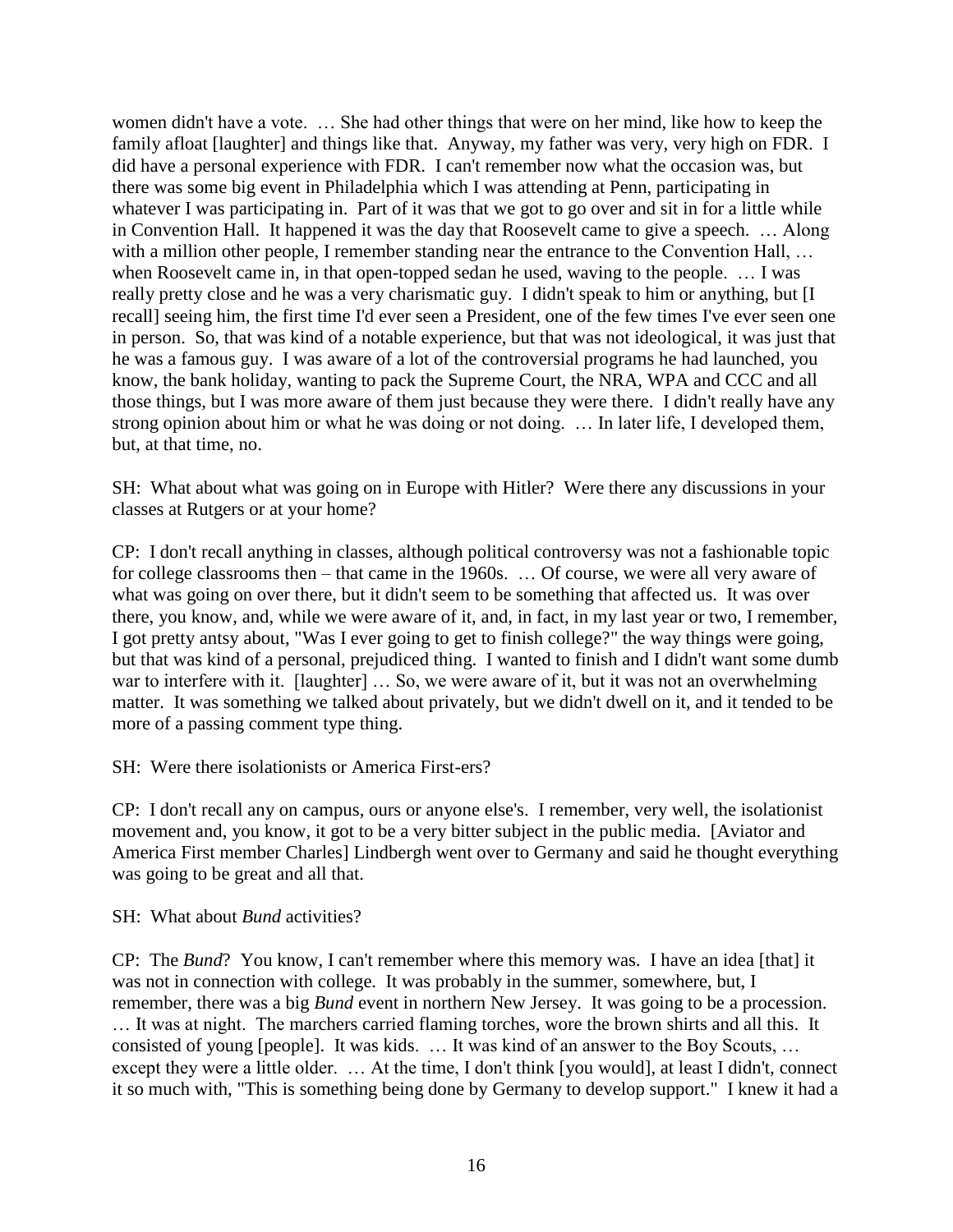women didn't have a vote. … She had other things that were on her mind, like how to keep the family afloat [laughter] and things like that. Anyway, my father was very, very high on FDR. I did have a personal experience with FDR. I can't remember now what the occasion was, but there was some big event in Philadelphia which I was attending at Penn, participating in whatever I was participating in. Part of it was that we got to go over and sit in for a little while in Convention Hall. It happened it was the day that Roosevelt came to give a speech. … Along with a million other people, I remember standing near the entrance to the Convention Hall, … when Roosevelt came in, in that open-topped sedan he used, waving to the people. … I was really pretty close and he was a very charismatic guy. I didn't speak to him or anything, but [I recall] seeing him, the first time I'd ever seen a President, one of the few times I've ever seen one in person. So, that was kind of a notable experience, but that was not ideological, it was just that he was a famous guy. I was aware of a lot of the controversial programs he had launched, you know, the bank holiday, wanting to pack the Supreme Court, the NRA, WPA and CCC and all those things, but I was more aware of them just because they were there. I didn't really have any strong opinion about him or what he was doing or not doing. … In later life, I developed them, but, at that time, no.

SH: What about what was going on in Europe with Hitler? Were there any discussions in your classes at Rutgers or at your home?

CP: I don't recall anything in classes, although political controversy was not a fashionable topic for college classrooms then – that came in the 1960s. … Of course, we were all very aware of what was going on over there, but it didn't seem to be something that affected us. It was over there, you know, and, while we were aware of it, and, in fact, in my last year or two, I remember, I got pretty antsy about, "Was I ever going to get to finish college?" the way things were going, but that was kind of a personal, prejudiced thing. I wanted to finish and I didn't want some dumb war to interfere with it. [laughter] … So, we were aware of it, but it was not an overwhelming matter. It was something we talked about privately, but we didn't dwell on it, and it tended to be more of a passing comment type thing.

SH: Were there isolationists or America First-ers?

CP: I don't recall any on campus, ours or anyone else's. I remember, very well, the isolationist movement and, you know, it got to be a very bitter subject in the public media. [Aviator and America First member Charles] Lindbergh went over to Germany and said he thought everything was going to be great and all that.

SH: What about *Bund* activities?

CP: The *Bund*? You know, I can't remember where this memory was. I have an idea [that] it was not in connection with college. It was probably in the summer, somewhere, but, I remember, there was a big *Bund* event in northern New Jersey. It was going to be a procession. … It was at night. The marchers carried flaming torches, wore the brown shirts and all this. It consisted of young [people]. It was kids. … It was kind of an answer to the Boy Scouts, … except they were a little older. … At the time, I don't think [you would], at least I didn't, connect it so much with, "This is something being done by Germany to develop support." I knew it had a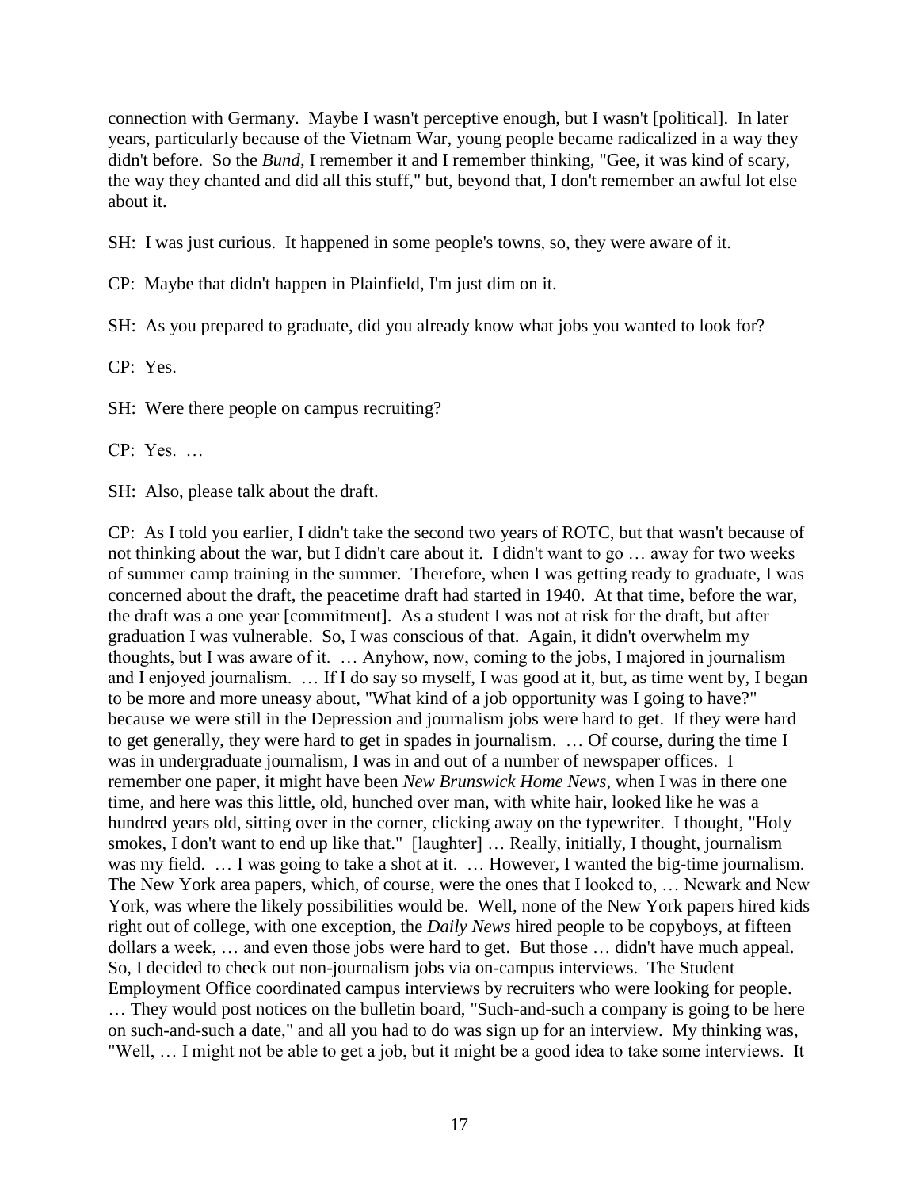connection with Germany. Maybe I wasn't perceptive enough, but I wasn't [political]. In later years, particularly because of the Vietnam War, young people became radicalized in a way they didn't before. So the *Bund*, I remember it and I remember thinking, "Gee, it was kind of scary, the way they chanted and did all this stuff," but, beyond that, I don't remember an awful lot else about it.

SH: I was just curious. It happened in some people's towns, so, they were aware of it.

CP: Maybe that didn't happen in Plainfield, I'm just dim on it.

SH: As you prepared to graduate, did you already know what jobs you wanted to look for?

CP: Yes.

SH: Were there people on campus recruiting?

CP: Yes. …

SH: Also, please talk about the draft.

CP: As I told you earlier, I didn't take the second two years of ROTC, but that wasn't because of not thinking about the war, but I didn't care about it. I didn't want to go … away for two weeks of summer camp training in the summer. Therefore, when I was getting ready to graduate, I was concerned about the draft, the peacetime draft had started in 1940. At that time, before the war, the draft was a one year [commitment]. As a student I was not at risk for the draft, but after graduation I was vulnerable. So, I was conscious of that. Again, it didn't overwhelm my thoughts, but I was aware of it. … Anyhow, now, coming to the jobs, I majored in journalism and I enjoyed journalism. … If I do say so myself, I was good at it, but, as time went by, I began to be more and more uneasy about, "What kind of a job opportunity was I going to have?" because we were still in the Depression and journalism jobs were hard to get. If they were hard to get generally, they were hard to get in spades in journalism. … Of course, during the time I was in undergraduate journalism, I was in and out of a number of newspaper offices. I remember one paper, it might have been *New Brunswick Home News*, when I was in there one time, and here was this little, old, hunched over man, with white hair, looked like he was a hundred years old, sitting over in the corner, clicking away on the typewriter. I thought, "Holy smokes, I don't want to end up like that." [laughter] … Really, initially, I thought, journalism was my field. … I was going to take a shot at it. … However, I wanted the big-time journalism. The New York area papers, which, of course, were the ones that I looked to, … Newark and New York, was where the likely possibilities would be. Well, none of the New York papers hired kids right out of college, with one exception, the *Daily News* hired people to be copyboys, at fifteen dollars a week, … and even those jobs were hard to get. But those … didn't have much appeal. So, I decided to check out non-journalism jobs via on-campus interviews. The Student Employment Office coordinated campus interviews by recruiters who were looking for people. … They would post notices on the bulletin board, "Such-and-such a company is going to be here on such-and-such a date," and all you had to do was sign up for an interview. My thinking was, "Well, … I might not be able to get a job, but it might be a good idea to take some interviews. It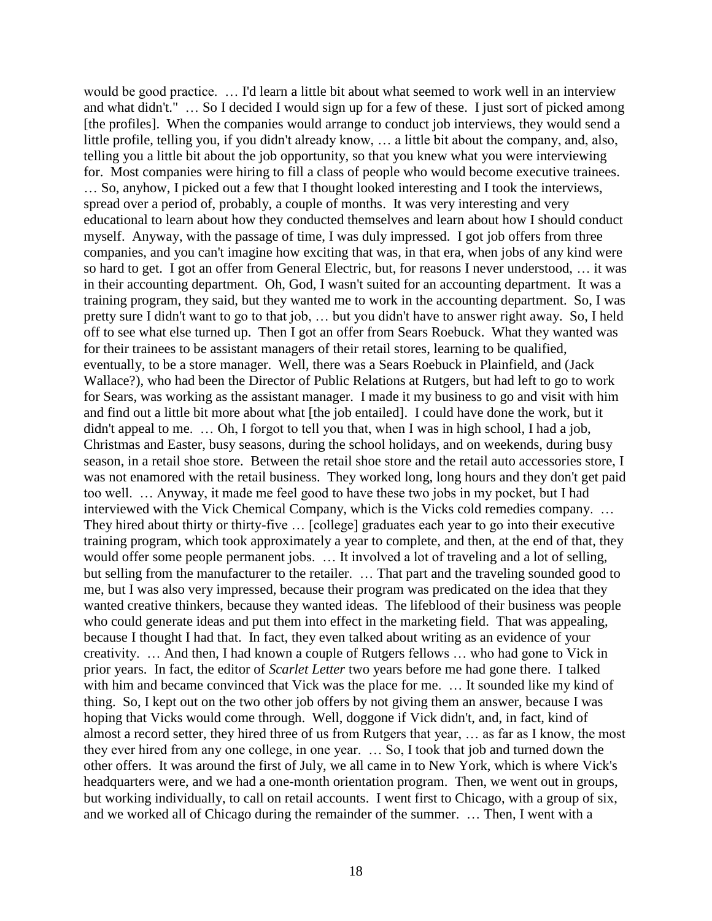would be good practice. … I'd learn a little bit about what seemed to work well in an interview and what didn't." … So I decided I would sign up for a few of these. I just sort of picked among [the profiles]. When the companies would arrange to conduct job interviews, they would send a little profile, telling you, if you didn't already know, … a little bit about the company, and, also, telling you a little bit about the job opportunity, so that you knew what you were interviewing for. Most companies were hiring to fill a class of people who would become executive trainees. … So, anyhow, I picked out a few that I thought looked interesting and I took the interviews, spread over a period of, probably, a couple of months. It was very interesting and very educational to learn about how they conducted themselves and learn about how I should conduct myself. Anyway, with the passage of time, I was duly impressed. I got job offers from three companies, and you can't imagine how exciting that was, in that era, when jobs of any kind were so hard to get. I got an offer from General Electric, but, for reasons I never understood, … it was in their accounting department. Oh, God, I wasn't suited for an accounting department. It was a training program, they said, but they wanted me to work in the accounting department. So, I was pretty sure I didn't want to go to that job, … but you didn't have to answer right away. So, I held off to see what else turned up. Then I got an offer from Sears Roebuck. What they wanted was for their trainees to be assistant managers of their retail stores, learning to be qualified, eventually, to be a store manager. Well, there was a Sears Roebuck in Plainfield, and (Jack Wallace?), who had been the Director of Public Relations at Rutgers, but had left to go to work for Sears, was working as the assistant manager. I made it my business to go and visit with him and find out a little bit more about what [the job entailed]. I could have done the work, but it didn't appeal to me. … Oh, I forgot to tell you that, when I was in high school, I had a job, Christmas and Easter, busy seasons, during the school holidays, and on weekends, during busy season, in a retail shoe store. Between the retail shoe store and the retail auto accessories store, I was not enamored with the retail business. They worked long, long hours and they don't get paid too well. … Anyway, it made me feel good to have these two jobs in my pocket, but I had interviewed with the Vick Chemical Company, which is the Vicks cold remedies company. … They hired about thirty or thirty-five … [college] graduates each year to go into their executive training program, which took approximately a year to complete, and then, at the end of that, they would offer some people permanent jobs. … It involved a lot of traveling and a lot of selling, but selling from the manufacturer to the retailer. … That part and the traveling sounded good to me, but I was also very impressed, because their program was predicated on the idea that they wanted creative thinkers, because they wanted ideas. The lifeblood of their business was people who could generate ideas and put them into effect in the marketing field. That was appealing, because I thought I had that. In fact, they even talked about writing as an evidence of your creativity. … And then, I had known a couple of Rutgers fellows … who had gone to Vick in prior years. In fact, the editor of *Scarlet Letter* two years before me had gone there. I talked with him and became convinced that Vick was the place for me. … It sounded like my kind of thing. So, I kept out on the two other job offers by not giving them an answer, because I was hoping that Vicks would come through. Well, doggone if Vick didn't, and, in fact, kind of almost a record setter, they hired three of us from Rutgers that year, … as far as I know, the most they ever hired from any one college, in one year. … So, I took that job and turned down the other offers. It was around the first of July, we all came in to New York, which is where Vick's headquarters were, and we had a one-month orientation program. Then, we went out in groups, but working individually, to call on retail accounts. I went first to Chicago, with a group of six, and we worked all of Chicago during the remainder of the summer. … Then, I went with a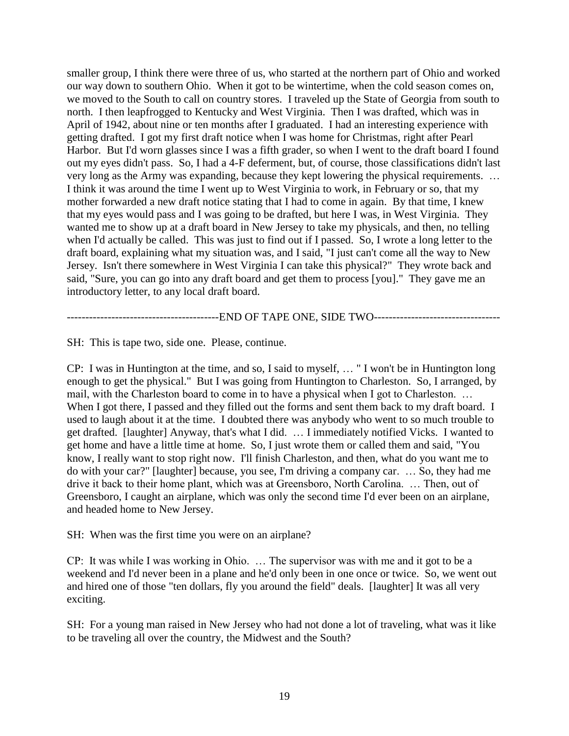smaller group, I think there were three of us, who started at the northern part of Ohio and worked our way down to southern Ohio. When it got to be wintertime, when the cold season comes on, we moved to the South to call on country stores. I traveled up the State of Georgia from south to north. I then leapfrogged to Kentucky and West Virginia. Then I was drafted, which was in April of 1942, about nine or ten months after I graduated. I had an interesting experience with getting drafted. I got my first draft notice when I was home for Christmas, right after Pearl Harbor. But I'd worn glasses since I was a fifth grader, so when I went to the draft board I found out my eyes didn't pass. So, I had a 4-F deferment, but, of course, those classifications didn't last very long as the Army was expanding, because they kept lowering the physical requirements. … I think it was around the time I went up to West Virginia to work, in February or so, that my mother forwarded a new draft notice stating that I had to come in again. By that time, I knew that my eyes would pass and I was going to be drafted, but here I was, in West Virginia. They wanted me to show up at a draft board in New Jersey to take my physicals, and then, no telling when I'd actually be called. This was just to find out if I passed. So, I wrote a long letter to the draft board, explaining what my situation was, and I said, "I just can't come all the way to New Jersey. Isn't there somewhere in West Virginia I can take this physical?" They wrote back and said, "Sure, you can go into any draft board and get them to process [you]." They gave me an introductory letter, to any local draft board.

----------------------------------------END OF TAPE ONE, SIDE TWO----------------------------------

SH: This is tape two, side one. Please, continue.

CP: I was in Huntington at the time, and so, I said to myself, … " I won't be in Huntington long enough to get the physical." But I was going from Huntington to Charleston. So, I arranged, by mail, with the Charleston board to come in to have a physical when I got to Charleston. … When I got there, I passed and they filled out the forms and sent them back to my draft board. I used to laugh about it at the time. I doubted there was anybody who went to so much trouble to get drafted. [laughter] Anyway, that's what I did. … I immediately notified Vicks. I wanted to get home and have a little time at home. So, I just wrote them or called them and said, "You know, I really want to stop right now. I'll finish Charleston, and then, what do you want me to do with your car?" [laughter] because, you see, I'm driving a company car. … So, they had me drive it back to their home plant, which was at Greensboro, North Carolina. … Then, out of Greensboro, I caught an airplane, which was only the second time I'd ever been on an airplane, and headed home to New Jersey.

SH: When was the first time you were on an airplane?

CP: It was while I was working in Ohio. … The supervisor was with me and it got to be a weekend and I'd never been in a plane and he'd only been in one once or twice. So, we went out and hired one of those "ten dollars, fly you around the field" deals. [laughter] It was all very exciting.

SH: For a young man raised in New Jersey who had not done a lot of traveling, what was it like to be traveling all over the country, the Midwest and the South?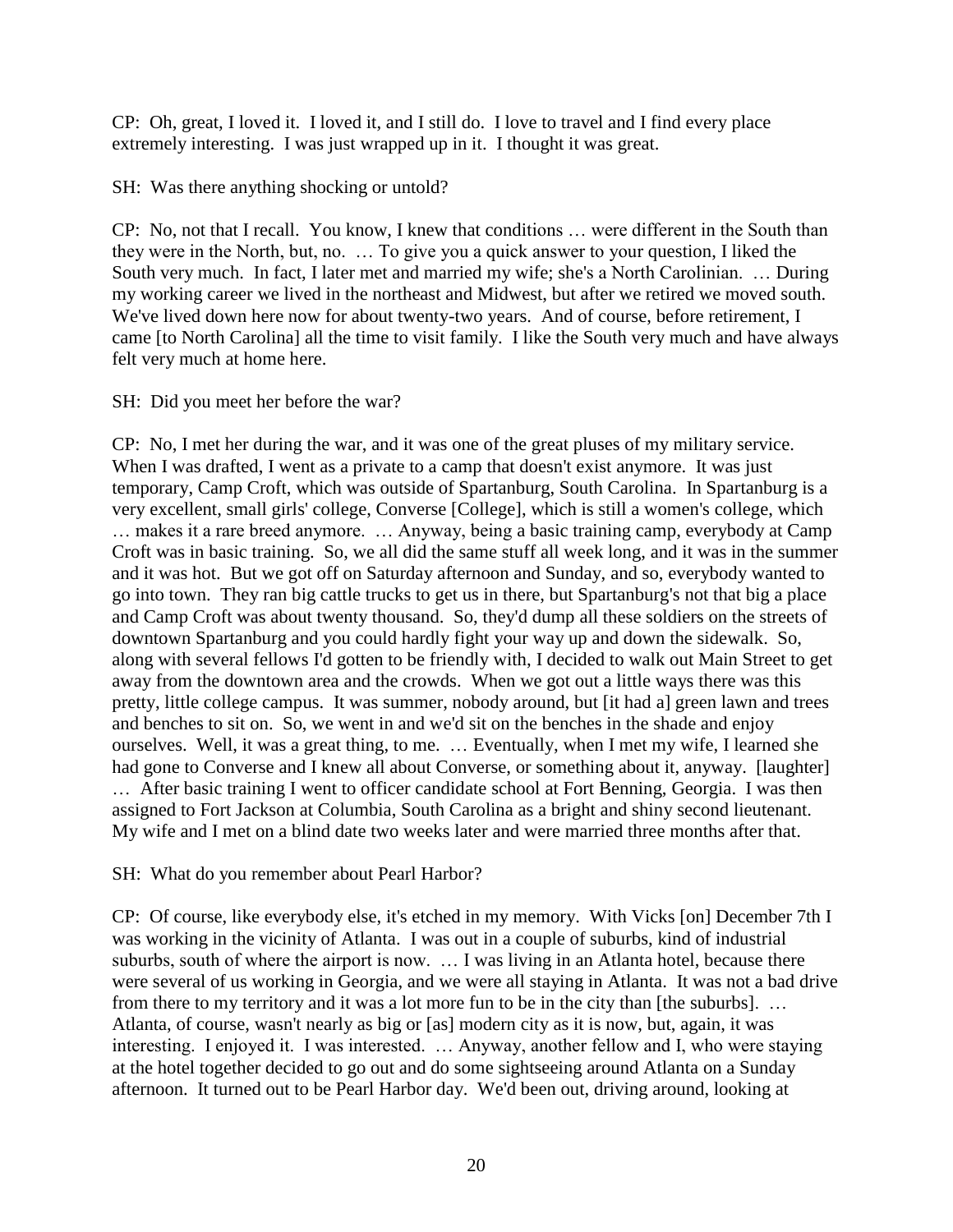CP: Oh, great, I loved it. I loved it, and I still do. I love to travel and I find every place extremely interesting. I was just wrapped up in it. I thought it was great.

SH: Was there anything shocking or untold?

CP: No, not that I recall. You know, I knew that conditions … were different in the South than they were in the North, but, no. … To give you a quick answer to your question, I liked the South very much. In fact, I later met and married my wife; she's a North Carolinian. … During my working career we lived in the northeast and Midwest, but after we retired we moved south. We've lived down here now for about twenty-two years. And of course, before retirement, I came [to North Carolina] all the time to visit family. I like the South very much and have always felt very much at home here.

SH: Did you meet her before the war?

CP: No, I met her during the war, and it was one of the great pluses of my military service. When I was drafted, I went as a private to a camp that doesn't exist anymore. It was just temporary, Camp Croft, which was outside of Spartanburg, South Carolina. In Spartanburg is a very excellent, small girls' college, Converse [College], which is still a women's college, which … makes it a rare breed anymore. … Anyway, being a basic training camp, everybody at Camp Croft was in basic training. So, we all did the same stuff all week long, and it was in the summer and it was hot. But we got off on Saturday afternoon and Sunday, and so, everybody wanted to go into town. They ran big cattle trucks to get us in there, but Spartanburg's not that big a place and Camp Croft was about twenty thousand. So, they'd dump all these soldiers on the streets of downtown Spartanburg and you could hardly fight your way up and down the sidewalk. So, along with several fellows I'd gotten to be friendly with, I decided to walk out Main Street to get away from the downtown area and the crowds. When we got out a little ways there was this pretty, little college campus. It was summer, nobody around, but [it had a] green lawn and trees and benches to sit on. So, we went in and we'd sit on the benches in the shade and enjoy ourselves. Well, it was a great thing, to me. … Eventually, when I met my wife, I learned she had gone to Converse and I knew all about Converse, or something about it, anyway. [laughter] … After basic training I went to officer candidate school at Fort Benning, Georgia. I was then assigned to Fort Jackson at Columbia, South Carolina as a bright and shiny second lieutenant. My wife and I met on a blind date two weeks later and were married three months after that.

SH: What do you remember about Pearl Harbor?

CP: Of course, like everybody else, it's etched in my memory. With Vicks [on] December 7th I was working in the vicinity of Atlanta. I was out in a couple of suburbs, kind of industrial suburbs, south of where the airport is now. … I was living in an Atlanta hotel, because there were several of us working in Georgia, and we were all staying in Atlanta. It was not a bad drive from there to my territory and it was a lot more fun to be in the city than [the suburbs]. … Atlanta, of course, wasn't nearly as big or [as] modern city as it is now, but, again, it was interesting. I enjoyed it. I was interested. … Anyway, another fellow and I, who were staying at the hotel together decided to go out and do some sightseeing around Atlanta on a Sunday afternoon. It turned out to be Pearl Harbor day. We'd been out, driving around, looking at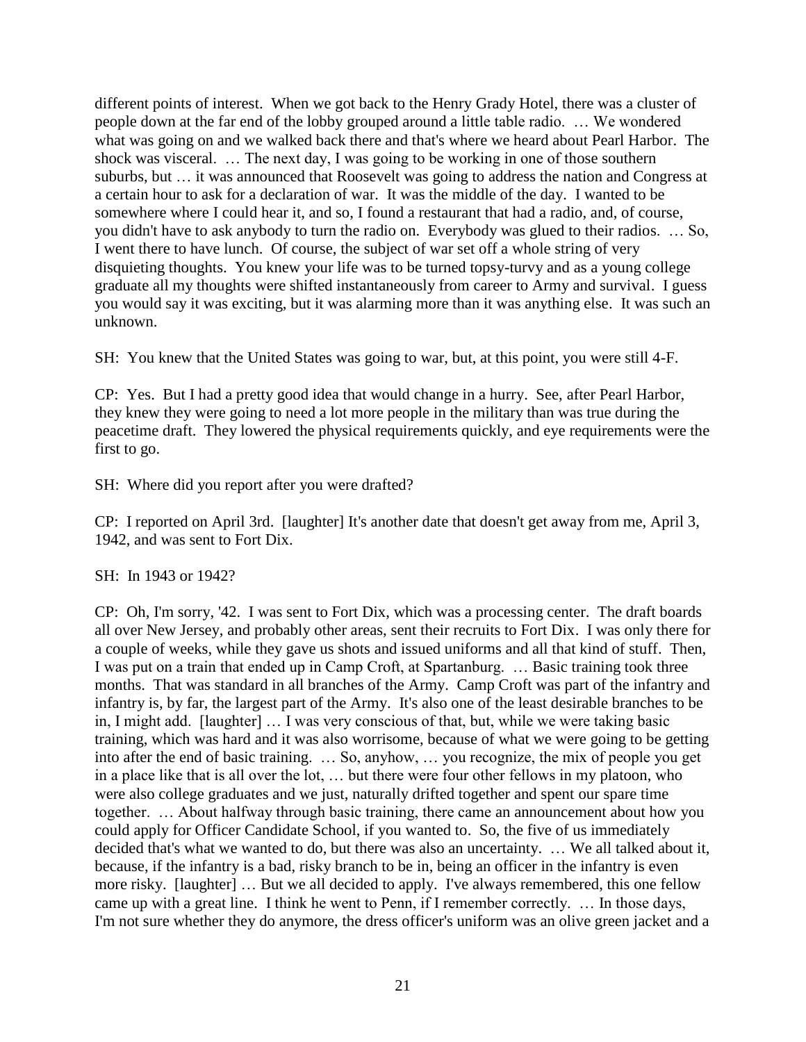different points of interest. When we got back to the Henry Grady Hotel, there was a cluster of people down at the far end of the lobby grouped around a little table radio. … We wondered what was going on and we walked back there and that's where we heard about Pearl Harbor. The shock was visceral. … The next day, I was going to be working in one of those southern suburbs, but … it was announced that Roosevelt was going to address the nation and Congress at a certain hour to ask for a declaration of war. It was the middle of the day. I wanted to be somewhere where I could hear it, and so, I found a restaurant that had a radio, and, of course, you didn't have to ask anybody to turn the radio on. Everybody was glued to their radios. … So, I went there to have lunch. Of course, the subject of war set off a whole string of very disquieting thoughts. You knew your life was to be turned topsy-turvy and as a young college graduate all my thoughts were shifted instantaneously from career to Army and survival. I guess you would say it was exciting, but it was alarming more than it was anything else. It was such an unknown.

SH: You knew that the United States was going to war, but, at this point, you were still 4-F.

CP: Yes. But I had a pretty good idea that would change in a hurry. See, after Pearl Harbor, they knew they were going to need a lot more people in the military than was true during the peacetime draft. They lowered the physical requirements quickly, and eye requirements were the first to go.

SH: Where did you report after you were drafted?

CP: I reported on April 3rd. [laughter] It's another date that doesn't get away from me, April 3, 1942, and was sent to Fort Dix.

SH: In 1943 or 1942?

CP: Oh, I'm sorry, '42. I was sent to Fort Dix, which was a processing center. The draft boards all over New Jersey, and probably other areas, sent their recruits to Fort Dix. I was only there for a couple of weeks, while they gave us shots and issued uniforms and all that kind of stuff. Then, I was put on a train that ended up in Camp Croft, at Spartanburg. … Basic training took three months. That was standard in all branches of the Army. Camp Croft was part of the infantry and infantry is, by far, the largest part of the Army. It's also one of the least desirable branches to be in, I might add. [laughter] … I was very conscious of that, but, while we were taking basic training, which was hard and it was also worrisome, because of what we were going to be getting into after the end of basic training. … So, anyhow, … you recognize, the mix of people you get in a place like that is all over the lot, … but there were four other fellows in my platoon, who were also college graduates and we just, naturally drifted together and spent our spare time together. … About halfway through basic training, there came an announcement about how you could apply for Officer Candidate School, if you wanted to. So, the five of us immediately decided that's what we wanted to do, but there was also an uncertainty. … We all talked about it, because, if the infantry is a bad, risky branch to be in, being an officer in the infantry is even more risky. [laughter] … But we all decided to apply. I've always remembered, this one fellow came up with a great line. I think he went to Penn, if I remember correctly. … In those days, I'm not sure whether they do anymore, the dress officer's uniform was an olive green jacket and a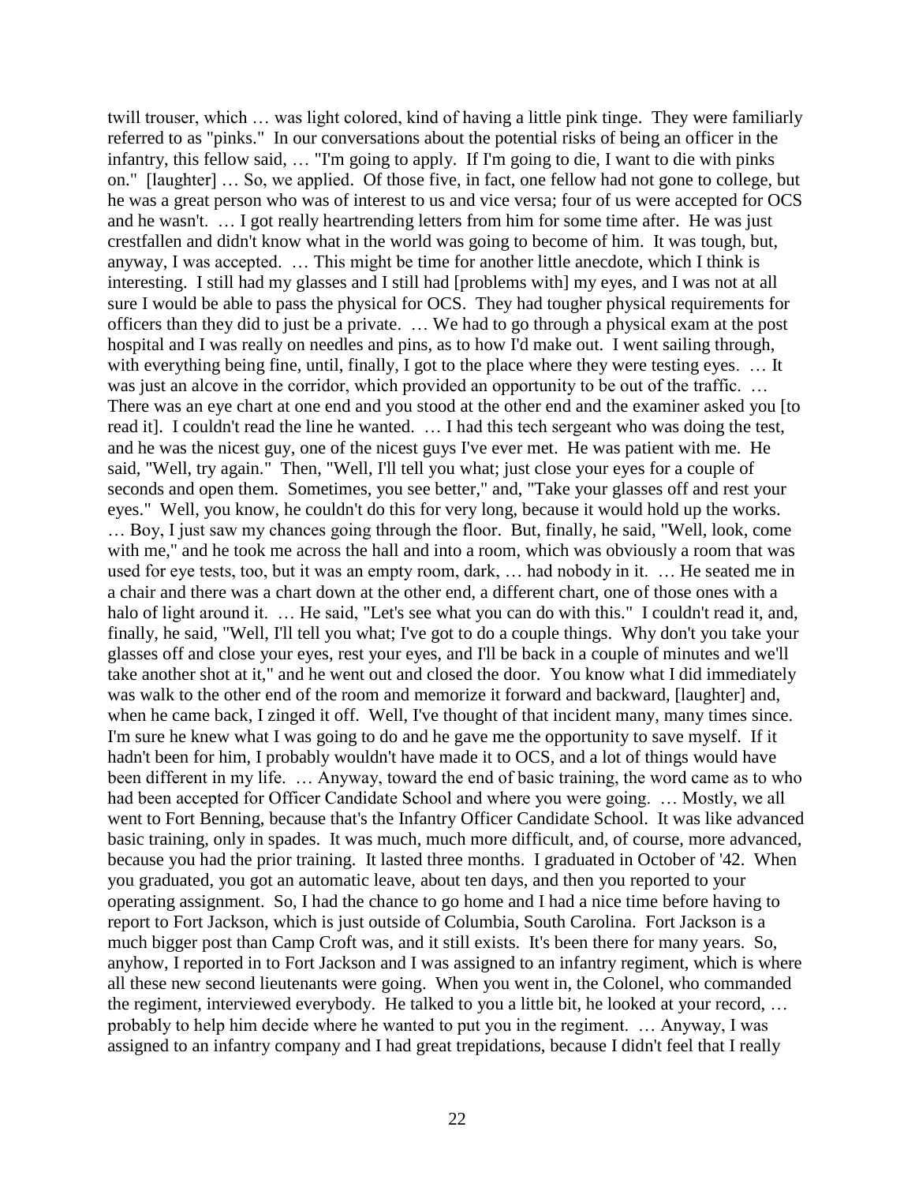twill trouser, which … was light colored, kind of having a little pink tinge. They were familiarly referred to as "pinks." In our conversations about the potential risks of being an officer in the infantry, this fellow said, … "I'm going to apply. If I'm going to die, I want to die with pinks on." [laughter] … So, we applied. Of those five, in fact, one fellow had not gone to college, but he was a great person who was of interest to us and vice versa; four of us were accepted for OCS and he wasn't. … I got really heartrending letters from him for some time after. He was just crestfallen and didn't know what in the world was going to become of him. It was tough, but, anyway, I was accepted. … This might be time for another little anecdote, which I think is interesting. I still had my glasses and I still had [problems with] my eyes, and I was not at all sure I would be able to pass the physical for OCS. They had tougher physical requirements for officers than they did to just be a private. … We had to go through a physical exam at the post hospital and I was really on needles and pins, as to how I'd make out. I went sailing through, with everything being fine, until, finally, I got to the place where they were testing eyes. … It was just an alcove in the corridor, which provided an opportunity to be out of the traffic. … There was an eye chart at one end and you stood at the other end and the examiner asked you [to read it]. I couldn't read the line he wanted. … I had this tech sergeant who was doing the test, and he was the nicest guy, one of the nicest guys I've ever met. He was patient with me. He said, "Well, try again." Then, "Well, I'll tell you what; just close your eyes for a couple of seconds and open them. Sometimes, you see better," and, "Take your glasses off and rest your eyes." Well, you know, he couldn't do this for very long, because it would hold up the works. … Boy, I just saw my chances going through the floor. But, finally, he said, "Well, look, come with me," and he took me across the hall and into a room, which was obviously a room that was used for eye tests, too, but it was an empty room, dark, … had nobody in it. … He seated me in a chair and there was a chart down at the other end, a different chart, one of those ones with a halo of light around it. … He said, "Let's see what you can do with this." I couldn't read it, and, finally, he said, "Well, I'll tell you what; I've got to do a couple things. Why don't you take your glasses off and close your eyes, rest your eyes, and I'll be back in a couple of minutes and we'll take another shot at it," and he went out and closed the door. You know what I did immediately was walk to the other end of the room and memorize it forward and backward, [laughter] and, when he came back, I zinged it off. Well, I've thought of that incident many, many times since. I'm sure he knew what I was going to do and he gave me the opportunity to save myself. If it hadn't been for him, I probably wouldn't have made it to OCS, and a lot of things would have been different in my life. … Anyway, toward the end of basic training, the word came as to who had been accepted for Officer Candidate School and where you were going. … Mostly, we all went to Fort Benning, because that's the Infantry Officer Candidate School. It was like advanced basic training, only in spades. It was much, much more difficult, and, of course, more advanced, because you had the prior training. It lasted three months. I graduated in October of '42. When you graduated, you got an automatic leave, about ten days, and then you reported to your operating assignment. So, I had the chance to go home and I had a nice time before having to report to Fort Jackson, which is just outside of Columbia, South Carolina. Fort Jackson is a much bigger post than Camp Croft was, and it still exists. It's been there for many years. So, anyhow, I reported in to Fort Jackson and I was assigned to an infantry regiment, which is where all these new second lieutenants were going. When you went in, the Colonel, who commanded the regiment, interviewed everybody. He talked to you a little bit, he looked at your record, … probably to help him decide where he wanted to put you in the regiment. … Anyway, I was assigned to an infantry company and I had great trepidations, because I didn't feel that I really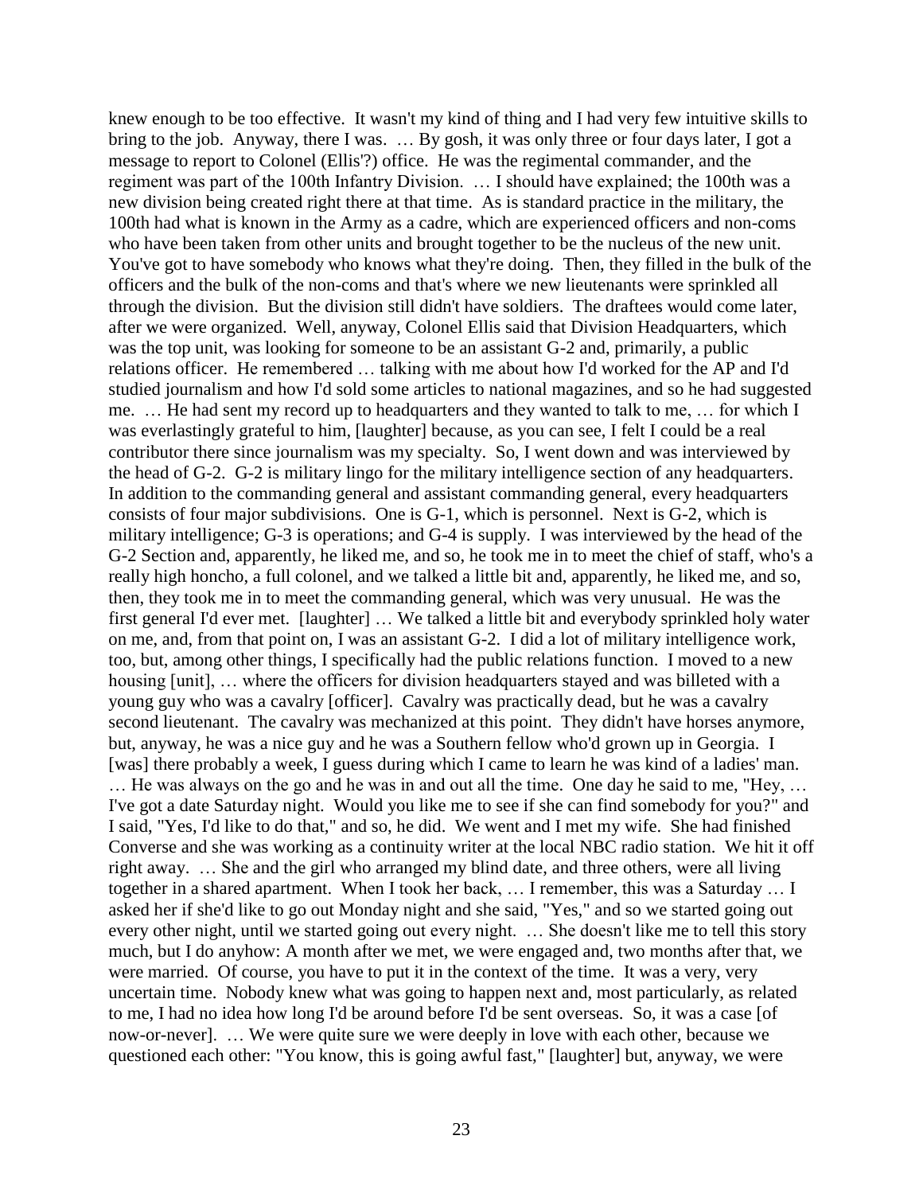knew enough to be too effective. It wasn't my kind of thing and I had very few intuitive skills to bring to the job. Anyway, there I was. … By gosh, it was only three or four days later, I got a message to report to Colonel (Ellis'?) office. He was the regimental commander, and the regiment was part of the 100th Infantry Division. … I should have explained; the 100th was a new division being created right there at that time. As is standard practice in the military, the 100th had what is known in the Army as a cadre, which are experienced officers and non-coms who have been taken from other units and brought together to be the nucleus of the new unit. You've got to have somebody who knows what they're doing. Then, they filled in the bulk of the officers and the bulk of the non-coms and that's where we new lieutenants were sprinkled all through the division. But the division still didn't have soldiers. The draftees would come later, after we were organized. Well, anyway, Colonel Ellis said that Division Headquarters, which was the top unit, was looking for someone to be an assistant G-2 and, primarily, a public relations officer. He remembered … talking with me about how I'd worked for the AP and I'd studied journalism and how I'd sold some articles to national magazines, and so he had suggested me. … He had sent my record up to headquarters and they wanted to talk to me, … for which I was everlastingly grateful to him, [laughter] because, as you can see, I felt I could be a real contributor there since journalism was my specialty. So, I went down and was interviewed by the head of G-2. G-2 is military lingo for the military intelligence section of any headquarters. In addition to the commanding general and assistant commanding general, every headquarters consists of four major subdivisions. One is G-1, which is personnel. Next is G-2, which is military intelligence; G-3 is operations; and G-4 is supply. I was interviewed by the head of the G-2 Section and, apparently, he liked me, and so, he took me in to meet the chief of staff, who's a really high honcho, a full colonel, and we talked a little bit and, apparently, he liked me, and so, then, they took me in to meet the commanding general, which was very unusual. He was the first general I'd ever met. [laughter] … We talked a little bit and everybody sprinkled holy water on me, and, from that point on, I was an assistant G-2. I did a lot of military intelligence work, too, but, among other things, I specifically had the public relations function. I moved to a new housing [unit], … where the officers for division headquarters stayed and was billeted with a young guy who was a cavalry [officer]. Cavalry was practically dead, but he was a cavalry second lieutenant. The cavalry was mechanized at this point. They didn't have horses anymore, but, anyway, he was a nice guy and he was a Southern fellow who'd grown up in Georgia. I [was] there probably a week, I guess during which I came to learn he was kind of a ladies' man. … He was always on the go and he was in and out all the time. One day he said to me, "Hey, … I've got a date Saturday night. Would you like me to see if she can find somebody for you?" and I said, "Yes, I'd like to do that," and so, he did. We went and I met my wife. She had finished Converse and she was working as a continuity writer at the local NBC radio station. We hit it off right away. … She and the girl who arranged my blind date, and three others, were all living together in a shared apartment. When I took her back, … I remember, this was a Saturday … I asked her if she'd like to go out Monday night and she said, "Yes," and so we started going out every other night, until we started going out every night. … She doesn't like me to tell this story much, but I do anyhow: A month after we met, we were engaged and, two months after that, we were married. Of course, you have to put it in the context of the time. It was a very, very uncertain time. Nobody knew what was going to happen next and, most particularly, as related to me, I had no idea how long I'd be around before I'd be sent overseas. So, it was a case [of now-or-never]. … We were quite sure we were deeply in love with each other, because we questioned each other: "You know, this is going awful fast," [laughter] but, anyway, we were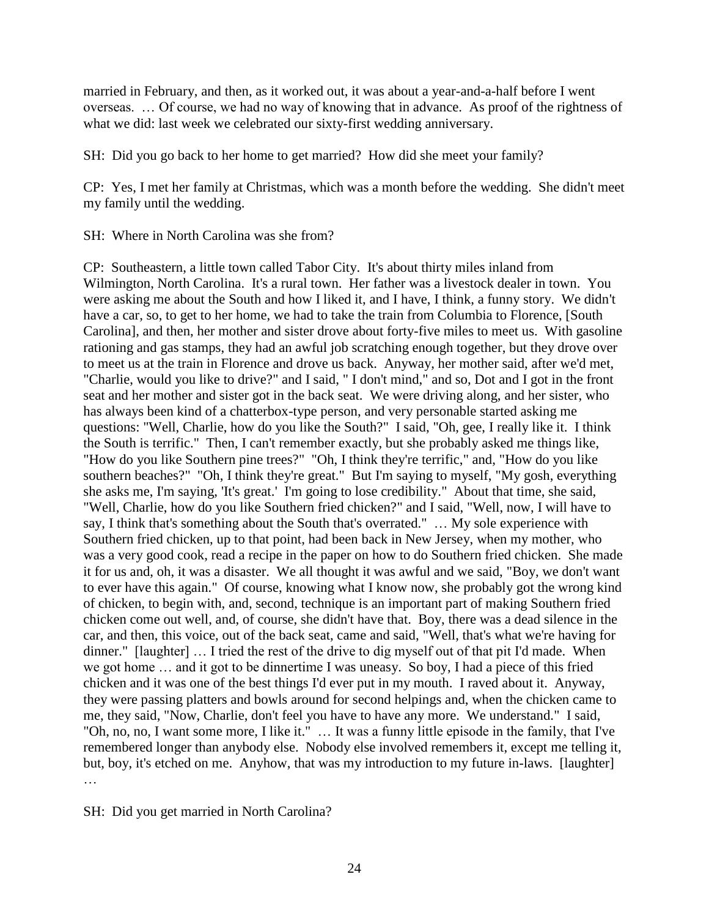married in February, and then, as it worked out, it was about a year-and-a-half before I went overseas. … Of course, we had no way of knowing that in advance. As proof of the rightness of what we did: last week we celebrated our sixty-first wedding anniversary.

SH: Did you go back to her home to get married? How did she meet your family?

CP: Yes, I met her family at Christmas, which was a month before the wedding. She didn't meet my family until the wedding.

SH: Where in North Carolina was she from?

CP: Southeastern, a little town called Tabor City. It's about thirty miles inland from Wilmington, North Carolina. It's a rural town. Her father was a livestock dealer in town. You were asking me about the South and how I liked it, and I have, I think, a funny story. We didn't have a car, so, to get to her home, we had to take the train from Columbia to Florence, [South Carolina], and then, her mother and sister drove about forty-five miles to meet us. With gasoline rationing and gas stamps, they had an awful job scratching enough together, but they drove over to meet us at the train in Florence and drove us back. Anyway, her mother said, after we'd met, "Charlie, would you like to drive?" and I said, " I don't mind," and so, Dot and I got in the front seat and her mother and sister got in the back seat. We were driving along, and her sister, who has always been kind of a chatterbox-type person, and very personable started asking me questions: "Well, Charlie, how do you like the South?" I said, "Oh, gee, I really like it. I think the South is terrific." Then, I can't remember exactly, but she probably asked me things like, "How do you like Southern pine trees?" "Oh, I think they're terrific," and, "How do you like southern beaches?" "Oh, I think they're great." But I'm saying to myself, "My gosh, everything she asks me, I'm saying, 'It's great.' I'm going to lose credibility." About that time, she said, "Well, Charlie, how do you like Southern fried chicken?" and I said, "Well, now, I will have to say, I think that's something about the South that's overrated." … My sole experience with Southern fried chicken, up to that point, had been back in New Jersey, when my mother, who was a very good cook, read a recipe in the paper on how to do Southern fried chicken. She made it for us and, oh, it was a disaster. We all thought it was awful and we said, "Boy, we don't want to ever have this again." Of course, knowing what I know now, she probably got the wrong kind of chicken, to begin with, and, second, technique is an important part of making Southern fried chicken come out well, and, of course, she didn't have that. Boy, there was a dead silence in the car, and then, this voice, out of the back seat, came and said, "Well, that's what we're having for dinner." [laughter] … I tried the rest of the drive to dig myself out of that pit I'd made. When we got home … and it got to be dinnertime I was uneasy. So boy, I had a piece of this fried chicken and it was one of the best things I'd ever put in my mouth. I raved about it. Anyway, they were passing platters and bowls around for second helpings and, when the chicken came to me, they said, "Now, Charlie, don't feel you have to have any more. We understand." I said, "Oh, no, no, I want some more, I like it." … It was a funny little episode in the family, that I've remembered longer than anybody else. Nobody else involved remembers it, except me telling it, but, boy, it's etched on me. Anyhow, that was my introduction to my future in-laws. [laughter] …

SH: Did you get married in North Carolina?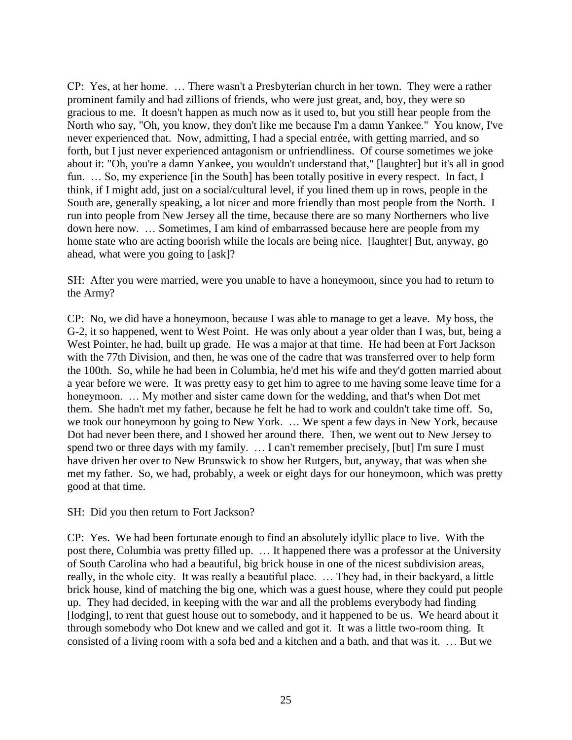CP: Yes, at her home. … There wasn't a Presbyterian church in her town. They were a rather prominent family and had zillions of friends, who were just great, and, boy, they were so gracious to me. It doesn't happen as much now as it used to, but you still hear people from the North who say, "Oh, you know, they don't like me because I'm a damn Yankee." You know, I've never experienced that. Now, admitting, I had a special entrée, with getting married, and so forth, but I just never experienced antagonism or unfriendliness. Of course sometimes we joke about it: "Oh, you're a damn Yankee, you wouldn't understand that," [laughter] but it's all in good fun. … So, my experience [in the South] has been totally positive in every respect. In fact, I think, if I might add, just on a social/cultural level, if you lined them up in rows, people in the South are, generally speaking, a lot nicer and more friendly than most people from the North. I run into people from New Jersey all the time, because there are so many Northerners who live down here now. … Sometimes, I am kind of embarrassed because here are people from my home state who are acting boorish while the locals are being nice. [laughter] But, anyway, go ahead, what were you going to [ask]?

SH: After you were married, were you unable to have a honeymoon, since you had to return to the Army?

CP: No, we did have a honeymoon, because I was able to manage to get a leave. My boss, the G-2, it so happened, went to West Point. He was only about a year older than I was, but, being a West Pointer, he had, built up grade. He was a major at that time. He had been at Fort Jackson with the 77th Division, and then, he was one of the cadre that was transferred over to help form the 100th. So, while he had been in Columbia, he'd met his wife and they'd gotten married about a year before we were. It was pretty easy to get him to agree to me having some leave time for a honeymoon. … My mother and sister came down for the wedding, and that's when Dot met them. She hadn't met my father, because he felt he had to work and couldn't take time off. So, we took our honeymoon by going to New York. … We spent a few days in New York, because Dot had never been there, and I showed her around there. Then, we went out to New Jersey to spend two or three days with my family. … I can't remember precisely, [but] I'm sure I must have driven her over to New Brunswick to show her Rutgers, but, anyway, that was when she met my father. So, we had, probably, a week or eight days for our honeymoon, which was pretty good at that time.

SH: Did you then return to Fort Jackson?

CP: Yes. We had been fortunate enough to find an absolutely idyllic place to live. With the post there, Columbia was pretty filled up. … It happened there was a professor at the University of South Carolina who had a beautiful, big brick house in one of the nicest subdivision areas, really, in the whole city. It was really a beautiful place. … They had, in their backyard, a little brick house, kind of matching the big one, which was a guest house, where they could put people up. They had decided, in keeping with the war and all the problems everybody had finding [lodging], to rent that guest house out to somebody, and it happened to be us. We heard about it through somebody who Dot knew and we called and got it. It was a little two-room thing. It consisted of a living room with a sofa bed and a kitchen and a bath, and that was it. … But we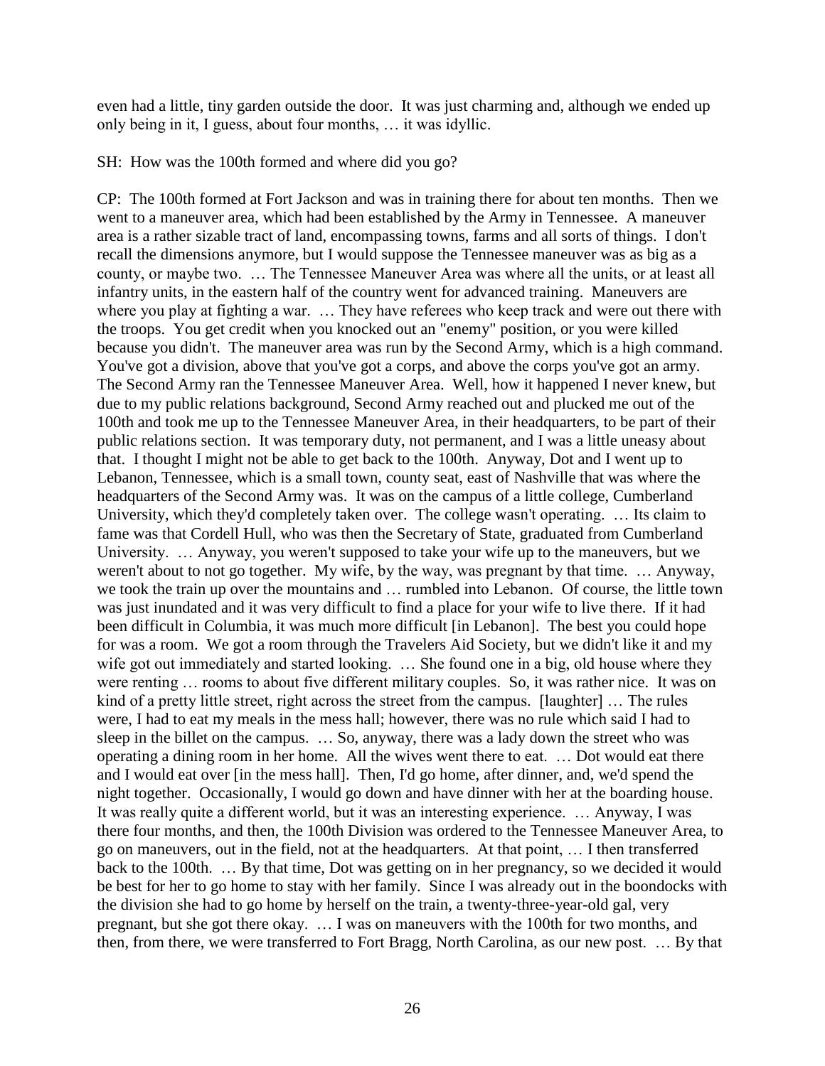even had a little, tiny garden outside the door. It was just charming and, although we ended up only being in it, I guess, about four months, … it was idyllic.

SH: How was the 100th formed and where did you go?

CP: The 100th formed at Fort Jackson and was in training there for about ten months. Then we went to a maneuver area, which had been established by the Army in Tennessee. A maneuver area is a rather sizable tract of land, encompassing towns, farms and all sorts of things. I don't recall the dimensions anymore, but I would suppose the Tennessee maneuver was as big as a county, or maybe two. … The Tennessee Maneuver Area was where all the units, or at least all infantry units, in the eastern half of the country went for advanced training. Maneuvers are where you play at fighting a war. … They have referees who keep track and were out there with the troops. You get credit when you knocked out an "enemy" position, or you were killed because you didn't. The maneuver area was run by the Second Army, which is a high command. You've got a division, above that you've got a corps, and above the corps you've got an army. The Second Army ran the Tennessee Maneuver Area. Well, how it happened I never knew, but due to my public relations background, Second Army reached out and plucked me out of the 100th and took me up to the Tennessee Maneuver Area, in their headquarters, to be part of their public relations section. It was temporary duty, not permanent, and I was a little uneasy about that. I thought I might not be able to get back to the 100th. Anyway, Dot and I went up to Lebanon, Tennessee, which is a small town, county seat, east of Nashville that was where the headquarters of the Second Army was. It was on the campus of a little college, Cumberland University, which they'd completely taken over. The college wasn't operating. … Its claim to fame was that Cordell Hull, who was then the Secretary of State, graduated from Cumberland University. … Anyway, you weren't supposed to take your wife up to the maneuvers, but we weren't about to not go together. My wife, by the way, was pregnant by that time. … Anyway, we took the train up over the mountains and … rumbled into Lebanon. Of course, the little town was just inundated and it was very difficult to find a place for your wife to live there. If it had been difficult in Columbia, it was much more difficult [in Lebanon]. The best you could hope for was a room. We got a room through the Travelers Aid Society, but we didn't like it and my wife got out immediately and started looking. … She found one in a big, old house where they were renting … rooms to about five different military couples. So, it was rather nice. It was on kind of a pretty little street, right across the street from the campus. [laughter] … The rules were, I had to eat my meals in the mess hall; however, there was no rule which said I had to sleep in the billet on the campus. … So, anyway, there was a lady down the street who was operating a dining room in her home. All the wives went there to eat. … Dot would eat there and I would eat over [in the mess hall]. Then, I'd go home, after dinner, and, we'd spend the night together. Occasionally, I would go down and have dinner with her at the boarding house. It was really quite a different world, but it was an interesting experience. … Anyway, I was there four months, and then, the 100th Division was ordered to the Tennessee Maneuver Area, to go on maneuvers, out in the field, not at the headquarters. At that point, … I then transferred back to the 100th. … By that time, Dot was getting on in her pregnancy, so we decided it would be best for her to go home to stay with her family. Since I was already out in the boondocks with the division she had to go home by herself on the train, a twenty-three-year-old gal, very pregnant, but she got there okay. … I was on maneuvers with the 100th for two months, and then, from there, we were transferred to Fort Bragg, North Carolina, as our new post. … By that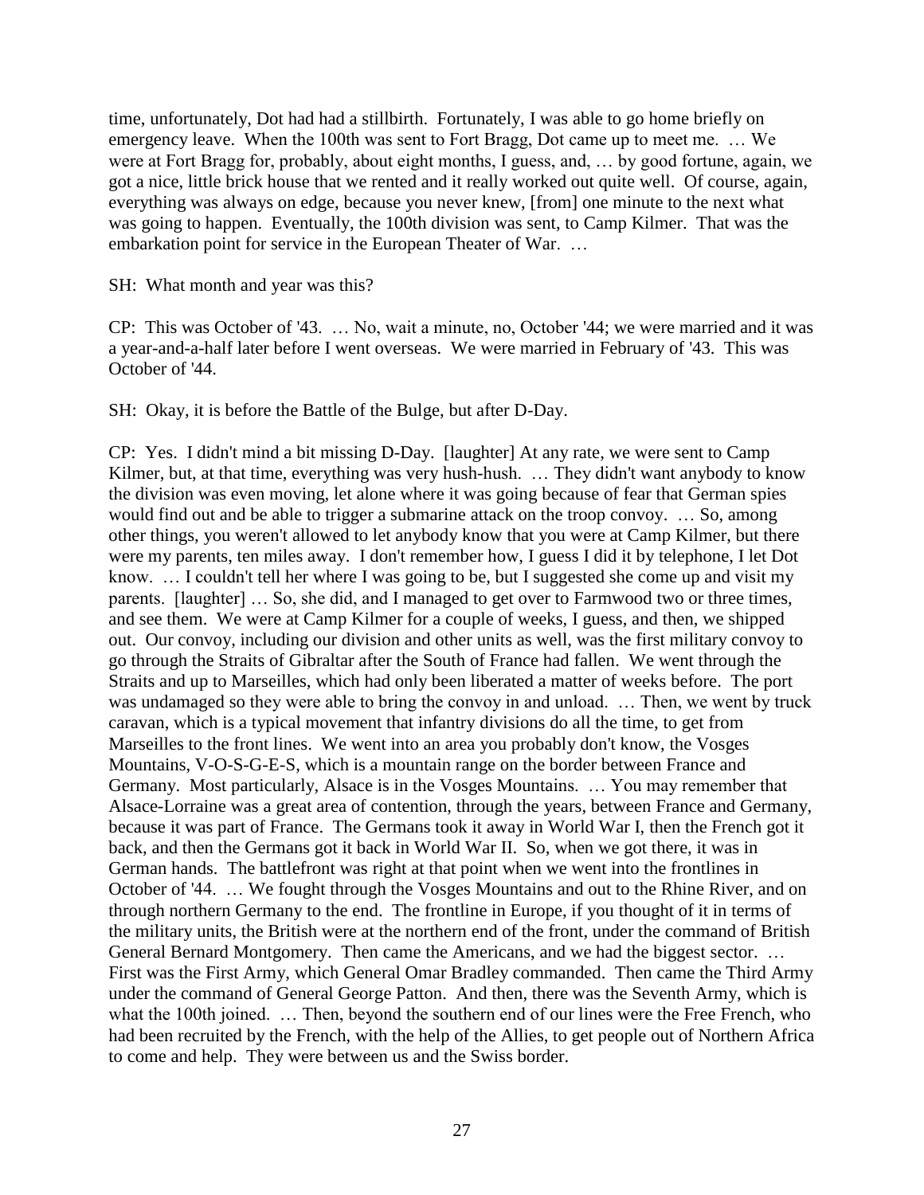time, unfortunately, Dot had had a stillbirth. Fortunately, I was able to go home briefly on emergency leave. When the 100th was sent to Fort Bragg, Dot came up to meet me. … We were at Fort Bragg for, probably, about eight months, I guess, and, … by good fortune, again, we got a nice, little brick house that we rented and it really worked out quite well. Of course, again, everything was always on edge, because you never knew, [from] one minute to the next what was going to happen. Eventually, the 100th division was sent, to Camp Kilmer. That was the embarkation point for service in the European Theater of War. …

SH: What month and year was this?

CP: This was October of '43. … No, wait a minute, no, October '44; we were married and it was a year-and-a-half later before I went overseas. We were married in February of '43. This was October of '44.

SH: Okay, it is before the Battle of the Bulge, but after D-Day.

CP: Yes. I didn't mind a bit missing D-Day. [laughter] At any rate, we were sent to Camp Kilmer, but, at that time, everything was very hush-hush. … They didn't want anybody to know the division was even moving, let alone where it was going because of fear that German spies would find out and be able to trigger a submarine attack on the troop convoy. … So, among other things, you weren't allowed to let anybody know that you were at Camp Kilmer, but there were my parents, ten miles away. I don't remember how, I guess I did it by telephone, I let Dot know. … I couldn't tell her where I was going to be, but I suggested she come up and visit my parents. [laughter] … So, she did, and I managed to get over to Farmwood two or three times, and see them. We were at Camp Kilmer for a couple of weeks, I guess, and then, we shipped out. Our convoy, including our division and other units as well, was the first military convoy to go through the Straits of Gibraltar after the South of France had fallen. We went through the Straits and up to Marseilles, which had only been liberated a matter of weeks before. The port was undamaged so they were able to bring the convoy in and unload. … Then, we went by truck caravan, which is a typical movement that infantry divisions do all the time, to get from Marseilles to the front lines. We went into an area you probably don't know, the Vosges Mountains, V-O-S-G-E-S, which is a mountain range on the border between France and Germany. Most particularly, Alsace is in the Vosges Mountains. … You may remember that Alsace-Lorraine was a great area of contention, through the years, between France and Germany, because it was part of France. The Germans took it away in World War I, then the French got it back, and then the Germans got it back in World War II. So, when we got there, it was in German hands. The battlefront was right at that point when we went into the frontlines in October of '44. … We fought through the Vosges Mountains and out to the Rhine River, and on through northern Germany to the end. The frontline in Europe, if you thought of it in terms of the military units, the British were at the northern end of the front, under the command of British General Bernard Montgomery. Then came the Americans, and we had the biggest sector. … First was the First Army, which General Omar Bradley commanded. Then came the Third Army under the command of General George Patton. And then, there was the Seventh Army, which is what the 100th joined. … Then, beyond the southern end of our lines were the Free French, who had been recruited by the French, with the help of the Allies, to get people out of Northern Africa to come and help. They were between us and the Swiss border.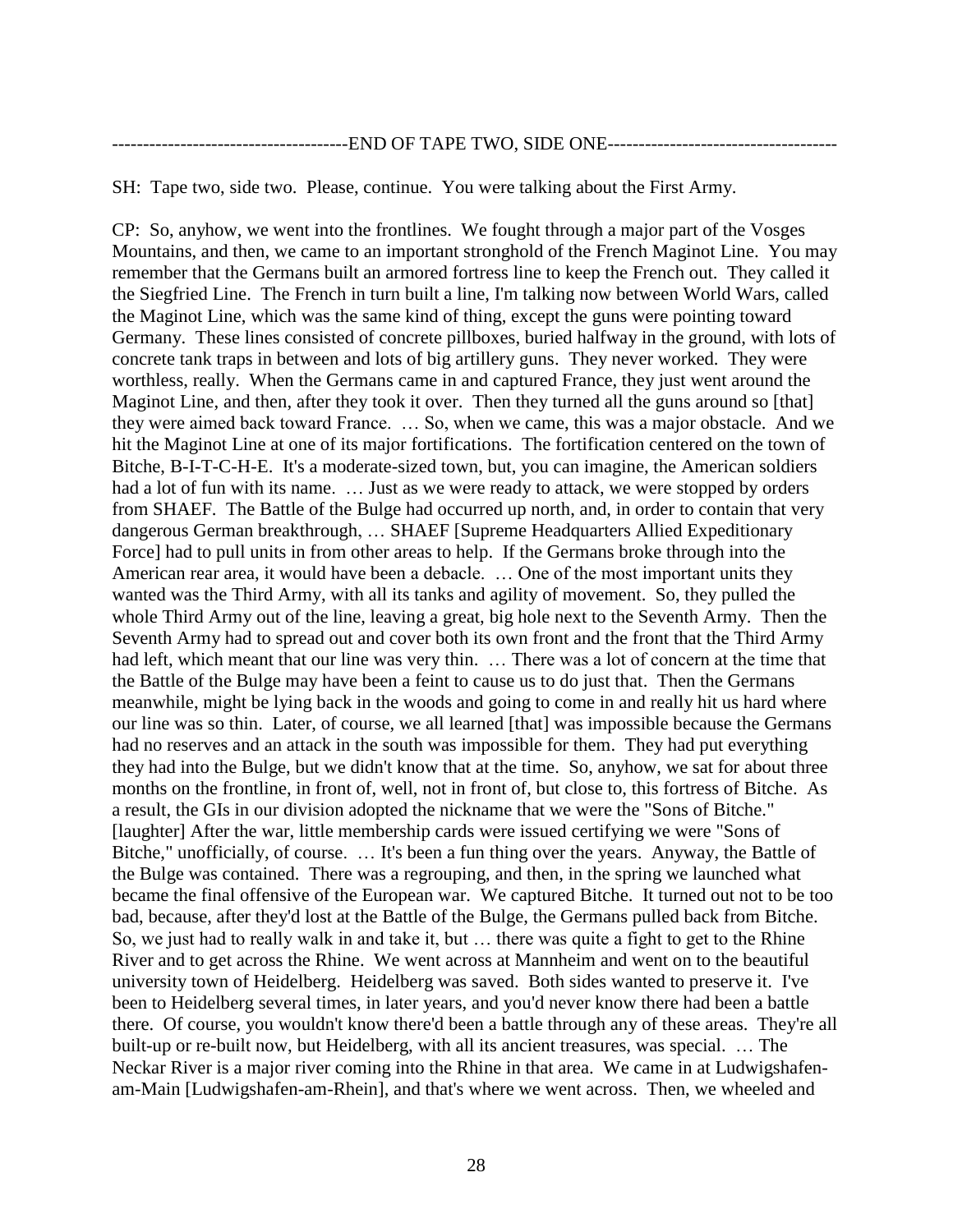-------------------------------------END OF TAPE TWO, SIDE ONE-------------------------------------

SH: Tape two, side two. Please, continue. You were talking about the First Army.

CP: So, anyhow, we went into the frontlines. We fought through a major part of the Vosges Mountains, and then, we came to an important stronghold of the French Maginot Line. You may remember that the Germans built an armored fortress line to keep the French out. They called it the Siegfried Line. The French in turn built a line, I'm talking now between World Wars, called the Maginot Line, which was the same kind of thing, except the guns were pointing toward Germany. These lines consisted of concrete pillboxes, buried halfway in the ground, with lots of concrete tank traps in between and lots of big artillery guns. They never worked. They were worthless, really. When the Germans came in and captured France, they just went around the Maginot Line, and then, after they took it over. Then they turned all the guns around so [that] they were aimed back toward France. … So, when we came, this was a major obstacle. And we hit the Maginot Line at one of its major fortifications. The fortification centered on the town of Bitche, B-I-T-C-H-E. It's a moderate-sized town, but, you can imagine, the American soldiers had a lot of fun with its name. … Just as we were ready to attack, we were stopped by orders from SHAEF. The Battle of the Bulge had occurred up north, and, in order to contain that very dangerous German breakthrough, … SHAEF [Supreme Headquarters Allied Expeditionary Force] had to pull units in from other areas to help. If the Germans broke through into the American rear area, it would have been a debacle. … One of the most important units they wanted was the Third Army, with all its tanks and agility of movement. So, they pulled the whole Third Army out of the line, leaving a great, big hole next to the Seventh Army. Then the Seventh Army had to spread out and cover both its own front and the front that the Third Army had left, which meant that our line was very thin. … There was a lot of concern at the time that the Battle of the Bulge may have been a feint to cause us to do just that. Then the Germans meanwhile, might be lying back in the woods and going to come in and really hit us hard where our line was so thin. Later, of course, we all learned [that] was impossible because the Germans had no reserves and an attack in the south was impossible for them. They had put everything they had into the Bulge, but we didn't know that at the time. So, anyhow, we sat for about three months on the frontline, in front of, well, not in front of, but close to, this fortress of Bitche. As a result, the GIs in our division adopted the nickname that we were the "Sons of Bitche." [laughter] After the war, little membership cards were issued certifying we were "Sons of Bitche," unofficially, of course. … It's been a fun thing over the years. Anyway, the Battle of the Bulge was contained. There was a regrouping, and then, in the spring we launched what became the final offensive of the European war. We captured Bitche. It turned out not to be too bad, because, after they'd lost at the Battle of the Bulge, the Germans pulled back from Bitche. So, we just had to really walk in and take it, but … there was quite a fight to get to the Rhine River and to get across the Rhine. We went across at Mannheim and went on to the beautiful university town of Heidelberg. Heidelberg was saved. Both sides wanted to preserve it. I've been to Heidelberg several times, in later years, and you'd never know there had been a battle there. Of course, you wouldn't know there'd been a battle through any of these areas. They're all built-up or re-built now, but Heidelberg, with all its ancient treasures, was special. … The Neckar River is a major river coming into the Rhine in that area. We came in at Ludwigshafen-am-Main [Ludwigshafen-am-Rhein], and that's where we went across. Then, we wheeled and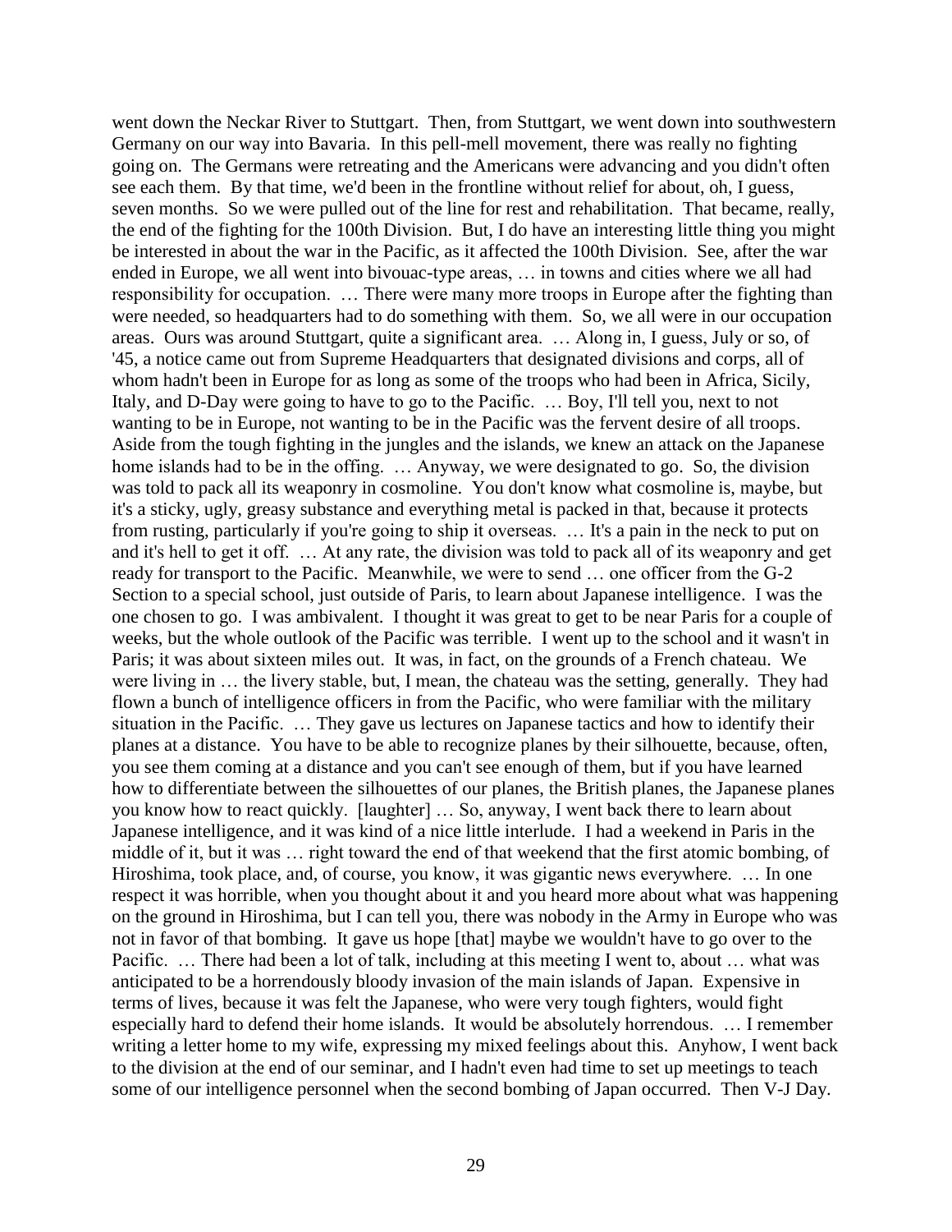went down the Neckar River to Stuttgart. Then, from Stuttgart, we went down into southwestern Germany on our way into Bavaria. In this pell-mell movement, there was really no fighting going on. The Germans were retreating and the Americans were advancing and you didn't often see each them. By that time, we'd been in the frontline without relief for about, oh, I guess, seven months. So we were pulled out of the line for rest and rehabilitation. That became, really, the end of the fighting for the 100th Division. But, I do have an interesting little thing you might be interested in about the war in the Pacific, as it affected the 100th Division. See, after the war ended in Europe, we all went into bivouac-type areas, … in towns and cities where we all had responsibility for occupation. … There were many more troops in Europe after the fighting than were needed, so headquarters had to do something with them. So, we all were in our occupation areas. Ours was around Stuttgart, quite a significant area. … Along in, I guess, July or so, of '45, a notice came out from Supreme Headquarters that designated divisions and corps, all of whom hadn't been in Europe for as long as some of the troops who had been in Africa, Sicily, Italy, and D-Day were going to have to go to the Pacific. … Boy, I'll tell you, next to not wanting to be in Europe, not wanting to be in the Pacific was the fervent desire of all troops. Aside from the tough fighting in the jungles and the islands, we knew an attack on the Japanese home islands had to be in the offing. … Anyway, we were designated to go. So, the division was told to pack all its weaponry in cosmoline. You don't know what cosmoline is, maybe, but it's a sticky, ugly, greasy substance and everything metal is packed in that, because it protects from rusting, particularly if you're going to ship it overseas. … It's a pain in the neck to put on and it's hell to get it off. … At any rate, the division was told to pack all of its weaponry and get ready for transport to the Pacific. Meanwhile, we were to send … one officer from the G-2 Section to a special school, just outside of Paris, to learn about Japanese intelligence. I was the one chosen to go. I was ambivalent. I thought it was great to get to be near Paris for a couple of weeks, but the whole outlook of the Pacific was terrible. I went up to the school and it wasn't in Paris; it was about sixteen miles out. It was, in fact, on the grounds of a French chateau. We were living in … the livery stable, but, I mean, the chateau was the setting, generally. They had flown a bunch of intelligence officers in from the Pacific, who were familiar with the military situation in the Pacific. … They gave us lectures on Japanese tactics and how to identify their planes at a distance. You have to be able to recognize planes by their silhouette, because, often, you see them coming at a distance and you can't see enough of them, but if you have learned how to differentiate between the silhouettes of our planes, the British planes, the Japanese planes you know how to react quickly. [laughter] … So, anyway, I went back there to learn about Japanese intelligence, and it was kind of a nice little interlude. I had a weekend in Paris in the middle of it, but it was … right toward the end of that weekend that the first atomic bombing, of Hiroshima, took place, and, of course, you know, it was gigantic news everywhere. … In one respect it was horrible, when you thought about it and you heard more about what was happening on the ground in Hiroshima, but I can tell you, there was nobody in the Army in Europe who was not in favor of that bombing. It gave us hope [that] maybe we wouldn't have to go over to the Pacific. … There had been a lot of talk, including at this meeting I went to, about … what was anticipated to be a horrendously bloody invasion of the main islands of Japan. Expensive in terms of lives, because it was felt the Japanese, who were very tough fighters, would fight especially hard to defend their home islands. It would be absolutely horrendous. … I remember writing a letter home to my wife, expressing my mixed feelings about this. Anyhow, I went back to the division at the end of our seminar, and I hadn't even had time to set up meetings to teach some of our intelligence personnel when the second bombing of Japan occurred. Then V-J Day.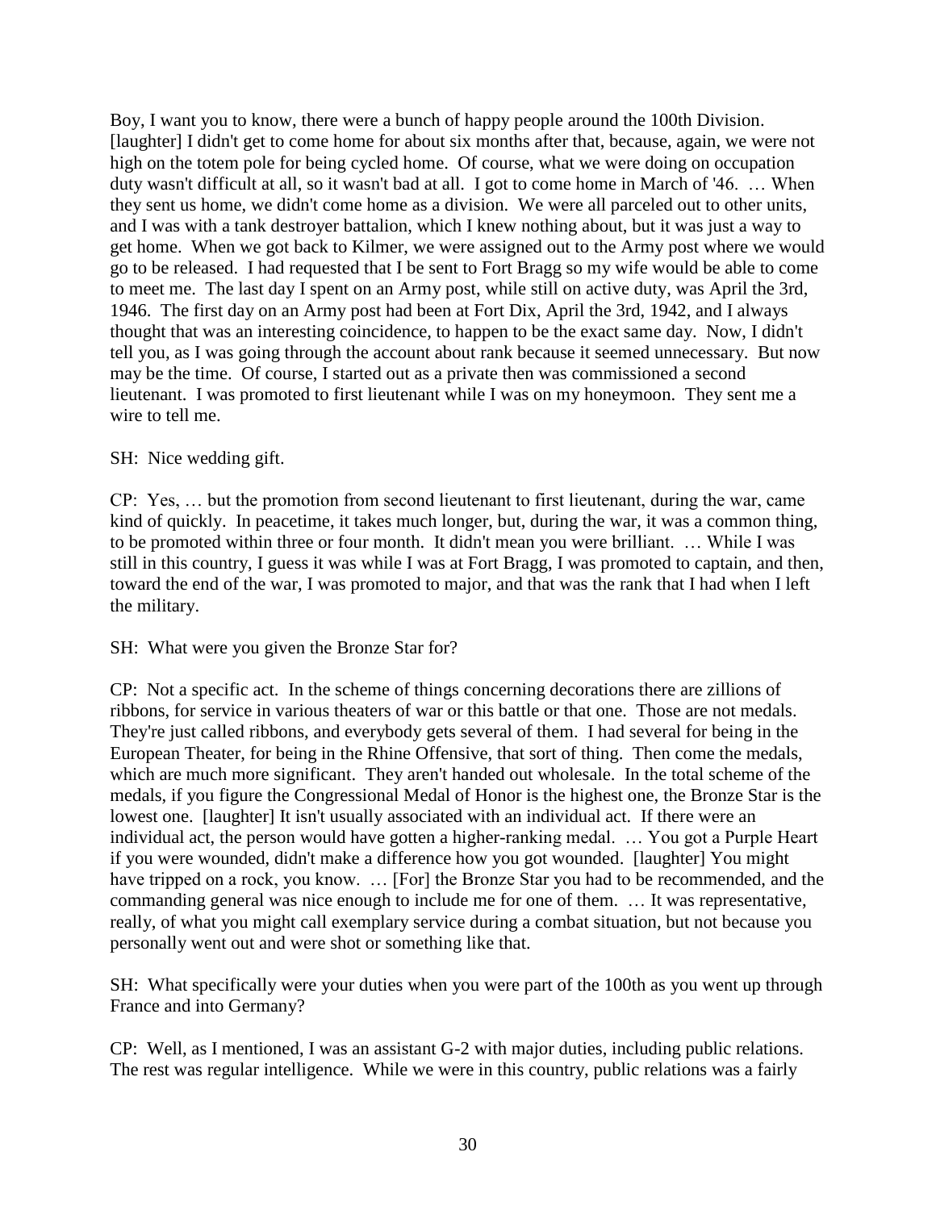Boy, I want you to know, there were a bunch of happy people around the 100th Division. [laughter] I didn't get to come home for about six months after that, because, again, we were not high on the totem pole for being cycled home. Of course, what we were doing on occupation duty wasn't difficult at all, so it wasn't bad at all. I got to come home in March of '46. … When they sent us home, we didn't come home as a division. We were all parceled out to other units, and I was with a tank destroyer battalion, which I knew nothing about, but it was just a way to get home. When we got back to Kilmer, we were assigned out to the Army post where we would go to be released. I had requested that I be sent to Fort Bragg so my wife would be able to come to meet me. The last day I spent on an Army post, while still on active duty, was April the 3rd, 1946. The first day on an Army post had been at Fort Dix, April the 3rd, 1942, and I always thought that was an interesting coincidence, to happen to be the exact same day. Now, I didn't tell you, as I was going through the account about rank because it seemed unnecessary. But now may be the time. Of course, I started out as a private then was commissioned a second lieutenant. I was promoted to first lieutenant while I was on my honeymoon. They sent me a wire to tell me.

SH: Nice wedding gift.

CP: Yes, … but the promotion from second lieutenant to first lieutenant, during the war, came kind of quickly. In peacetime, it takes much longer, but, during the war, it was a common thing, to be promoted within three or four month. It didn't mean you were brilliant. … While I was still in this country, I guess it was while I was at Fort Bragg, I was promoted to captain, and then, toward the end of the war, I was promoted to major, and that was the rank that I had when I left the military.

SH: What were you given the Bronze Star for?

CP: Not a specific act. In the scheme of things concerning decorations there are zillions of ribbons, for service in various theaters of war or this battle or that one. Those are not medals. They're just called ribbons, and everybody gets several of them. I had several for being in the European Theater, for being in the Rhine Offensive, that sort of thing. Then come the medals, which are much more significant. They aren't handed out wholesale. In the total scheme of the medals, if you figure the Congressional Medal of Honor is the highest one, the Bronze Star is the lowest one. [laughter] It isn't usually associated with an individual act. If there were an individual act, the person would have gotten a higher-ranking medal. … You got a Purple Heart if you were wounded, didn't make a difference how you got wounded. [laughter] You might have tripped on a rock, you know. … [For] the Bronze Star you had to be recommended, and the commanding general was nice enough to include me for one of them. … It was representative, really, of what you might call exemplary service during a combat situation, but not because you personally went out and were shot or something like that.

SH: What specifically were your duties when you were part of the 100th as you went up through France and into Germany?

CP: Well, as I mentioned, I was an assistant G-2 with major duties, including public relations. The rest was regular intelligence. While we were in this country, public relations was a fairly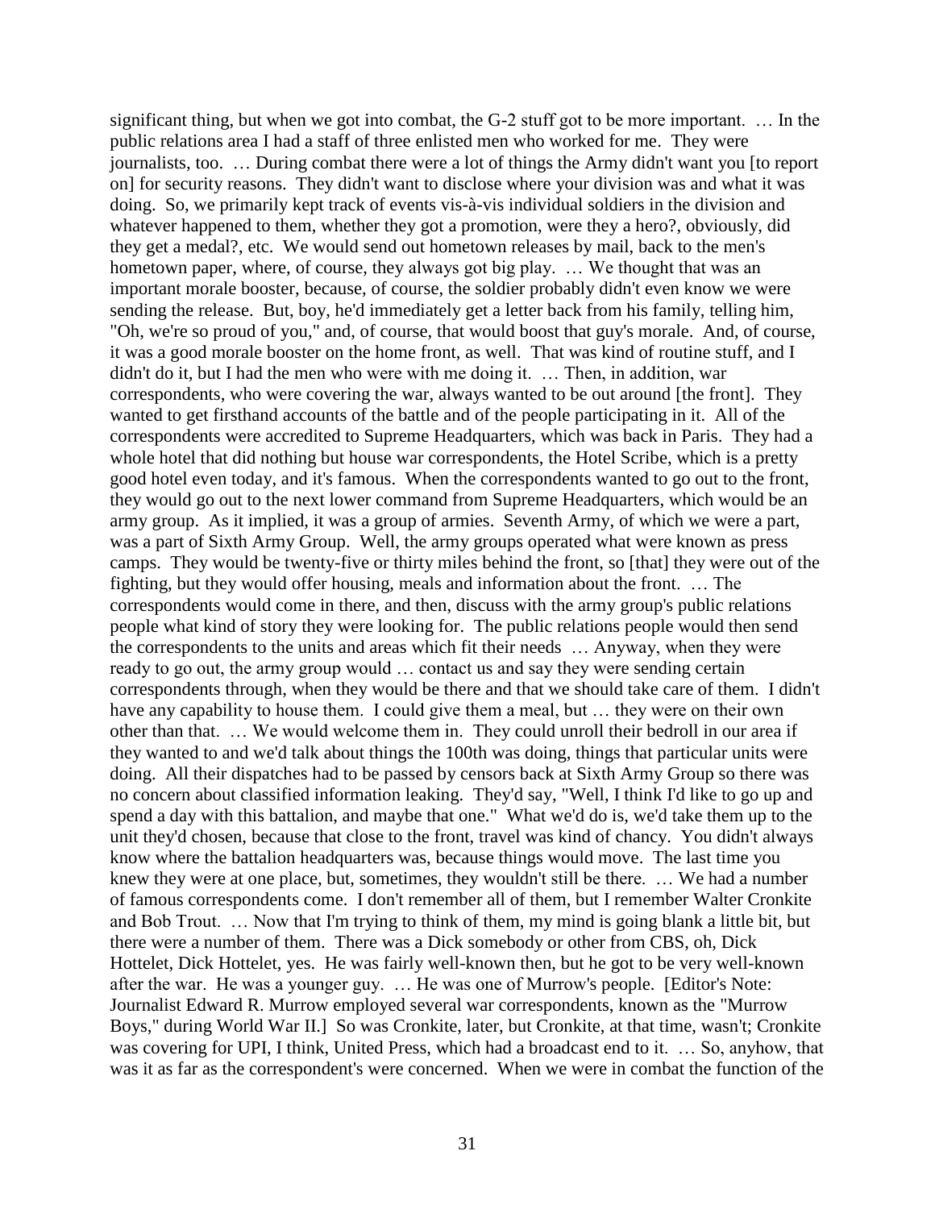significant thing, but when we got into combat, the G-2 stuff got to be more important. … In the public relations area I had a staff of three enlisted men who worked for me. They were journalists, too. … During combat there were a lot of things the Army didn't want you [to report on] for security reasons. They didn't want to disclose where your division was and what it was doing. So, we primarily kept track of events vis-à-vis individual soldiers in the division and whatever happened to them, whether they got a promotion, were they a hero?, obviously, did they get a medal?, etc. We would send out hometown releases by mail, back to the men's hometown paper, where, of course, they always got big play. … We thought that was an important morale booster, because, of course, the soldier probably didn't even know we were sending the release. But, boy, he'd immediately get a letter back from his family, telling him, "Oh, we're so proud of you," and, of course, that would boost that guy's morale. And, of course, it was a good morale booster on the home front, as well. That was kind of routine stuff, and I didn't do it, but I had the men who were with me doing it. … Then, in addition, war correspondents, who were covering the war, always wanted to be out around [the front]. They wanted to get firsthand accounts of the battle and of the people participating in it. All of the correspondents were accredited to Supreme Headquarters, which was back in Paris. They had a whole hotel that did nothing but house war correspondents, the Hotel Scribe, which is a pretty good hotel even today, and it's famous. When the correspondents wanted to go out to the front, they would go out to the next lower command from Supreme Headquarters, which would be an army group. As it implied, it was a group of armies. Seventh Army, of which we were a part, was a part of Sixth Army Group. Well, the army groups operated what were known as press camps. They would be twenty-five or thirty miles behind the front, so [that] they were out of the fighting, but they would offer housing, meals and information about the front. … The correspondents would come in there, and then, discuss with the army group's public relations people what kind of story they were looking for. The public relations people would then send the correspondents to the units and areas which fit their needs … Anyway, when they were ready to go out, the army group would … contact us and say they were sending certain correspondents through, when they would be there and that we should take care of them. I didn't have any capability to house them. I could give them a meal, but … they were on their own other than that. … We would welcome them in. They could unroll their bedroll in our area if they wanted to and we'd talk about things the 100th was doing, things that particular units were doing. All their dispatches had to be passed by censors back at Sixth Army Group so there was no concern about classified information leaking. They'd say, "Well, I think I'd like to go up and spend a day with this battalion, and maybe that one." What we'd do is, we'd take them up to the unit they'd chosen, because that close to the front, travel was kind of chancy. You didn't always know where the battalion headquarters was, because things would move. The last time you knew they were at one place, but, sometimes, they wouldn't still be there. … We had a number of famous correspondents come. I don't remember all of them, but I remember Walter Cronkite and Bob Trout. … Now that I'm trying to think of them, my mind is going blank a little bit, but there were a number of them. There was a Dick somebody or other from CBS, oh, Dick Hottelet, Dick Hottelet, yes. He was fairly well-known then, but he got to be very well-known after the war. He was a younger guy. … He was one of Murrow's people. [Editor's Note: Journalist Edward R. Murrow employed several war correspondents, known as the "Murrow Boys," during World War II.] So was Cronkite, later, but Cronkite, at that time, wasn't; Cronkite was covering for UPI, I think, United Press, which had a broadcast end to it. … So, anyhow, that was it as far as the correspondent's were concerned. When we were in combat the function of the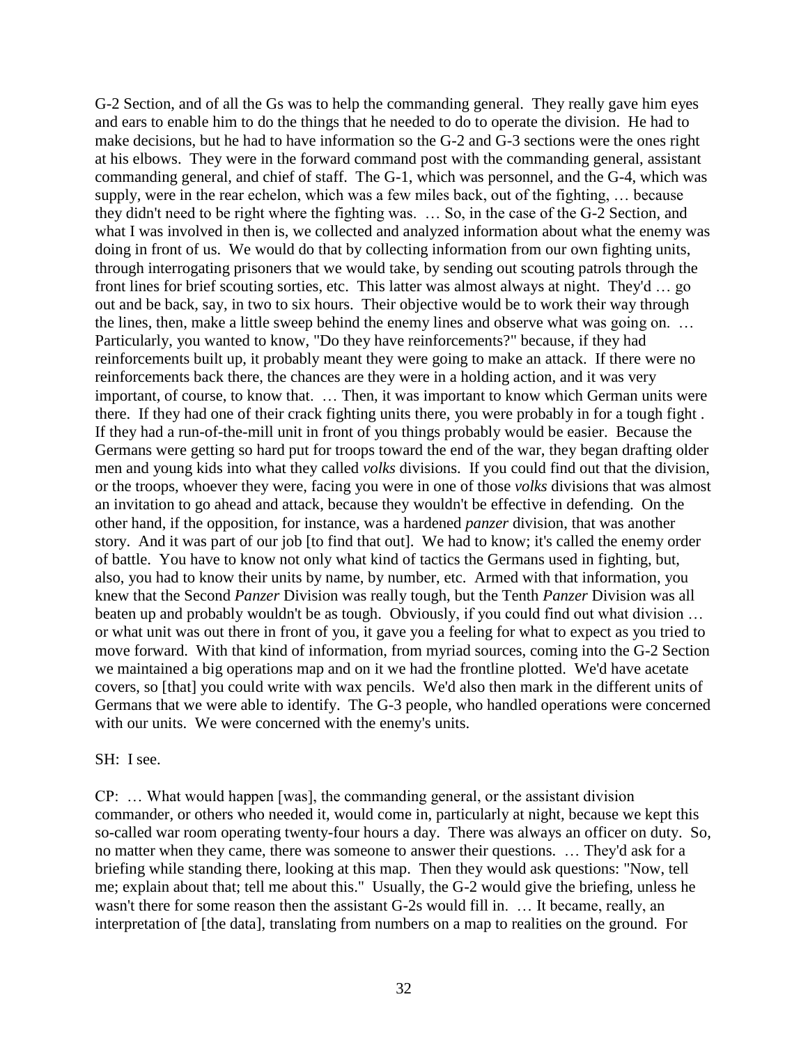G-2 Section, and of all the Gs was to help the commanding general. They really gave him eyes and ears to enable him to do the things that he needed to do to operate the division. He had to make decisions, but he had to have information so the G-2 and G-3 sections were the ones right at his elbows. They were in the forward command post with the commanding general, assistant commanding general, and chief of staff. The G-1, which was personnel, and the G-4, which was supply, were in the rear echelon, which was a few miles back, out of the fighting, … because they didn't need to be right where the fighting was. … So, in the case of the G-2 Section, and what I was involved in then is, we collected and analyzed information about what the enemy was doing in front of us. We would do that by collecting information from our own fighting units, through interrogating prisoners that we would take, by sending out scouting patrols through the front lines for brief scouting sorties, etc. This latter was almost always at night. They'd … go out and be back, say, in two to six hours. Their objective would be to work their way through the lines, then, make a little sweep behind the enemy lines and observe what was going on. … Particularly, you wanted to know, "Do they have reinforcements?" because, if they had reinforcements built up, it probably meant they were going to make an attack. If there were no reinforcements back there, the chances are they were in a holding action, and it was very important, of course, to know that. … Then, it was important to know which German units were there. If they had one of their crack fighting units there, you were probably in for a tough fight . If they had a run-of-the-mill unit in front of you things probably would be easier. Because the Germans were getting so hard put for troops toward the end of the war, they began drafting older men and young kids into what they called *volks* divisions. If you could find out that the division, or the troops, whoever they were, facing you were in one of those *volks* divisions that was almost an invitation to go ahead and attack, because they wouldn't be effective in defending. On the other hand, if the opposition, for instance, was a hardened *panzer* division, that was another story. And it was part of our job [to find that out]. We had to know; it's called the enemy order of battle. You have to know not only what kind of tactics the Germans used in fighting, but, also, you had to know their units by name, by number, etc. Armed with that information, you knew that the Second *Panzer* Division was really tough, but the Tenth *Panzer* Division was all beaten up and probably wouldn't be as tough. Obviously, if you could find out what division … or what unit was out there in front of you, it gave you a feeling for what to expect as you tried to move forward. With that kind of information, from myriad sources, coming into the G-2 Section we maintained a big operations map and on it we had the frontline plotted. We'd have acetate covers, so [that] you could write with wax pencils. We'd also then mark in the different units of Germans that we were able to identify. The G-3 people, who handled operations were concerned with our units. We were concerned with the enemy's units.

SH: I see.

CP: … What would happen [was], the commanding general, or the assistant division commander, or others who needed it, would come in, particularly at night, because we kept this so-called war room operating twenty-four hours a day. There was always an officer on duty. So, no matter when they came, there was someone to answer their questions. … They'd ask for a briefing while standing there, looking at this map. Then they would ask questions: "Now, tell me; explain about that; tell me about this." Usually, the G-2 would give the briefing, unless he wasn't there for some reason then the assistant G-2s would fill in. … It became, really, an interpretation of [the data], translating from numbers on a map to realities on the ground. For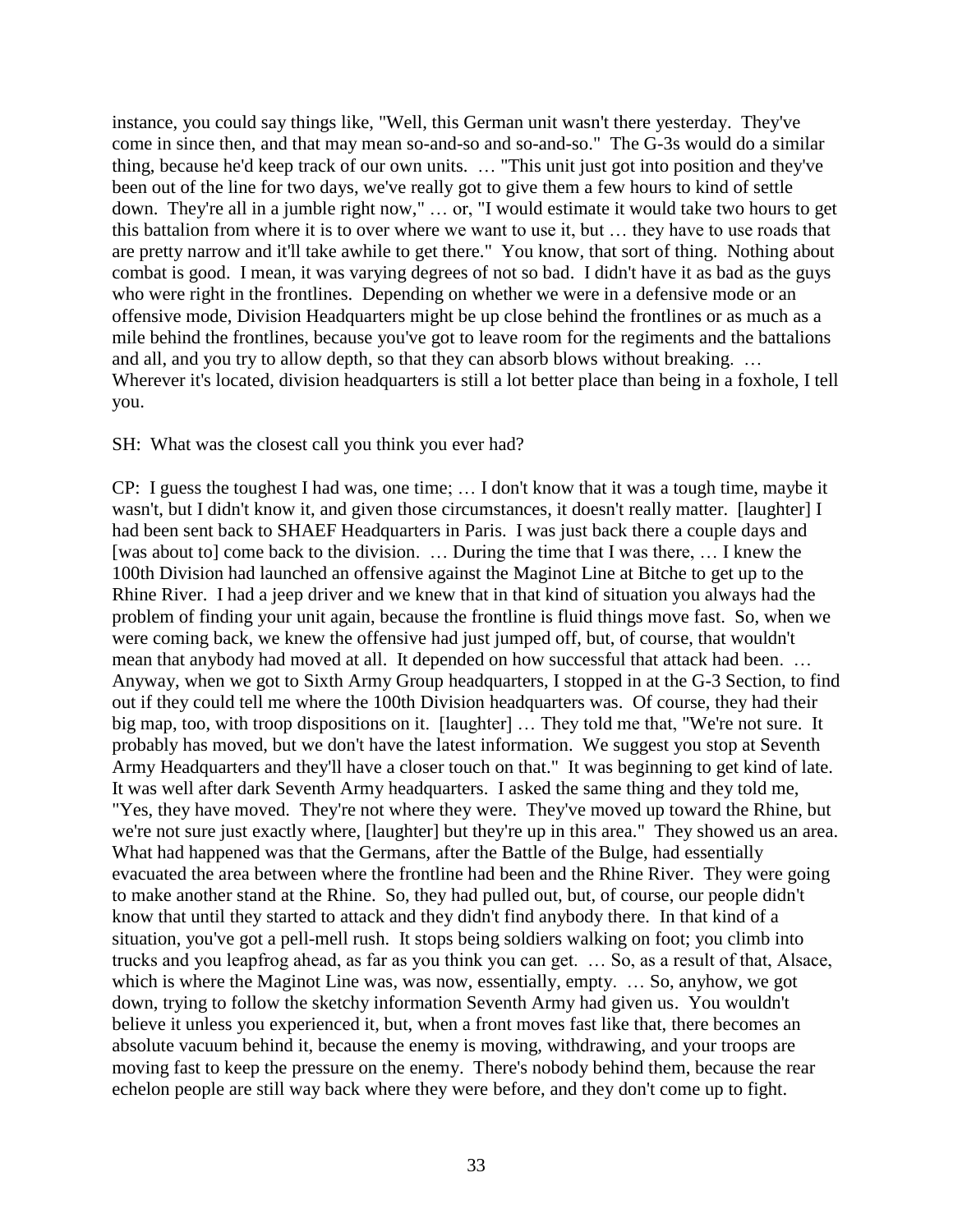instance, you could say things like, "Well, this German unit wasn't there yesterday. They've come in since then, and that may mean so-and-so and so-and-so." The G-3s would do a similar thing, because he'd keep track of our own units. … "This unit just got into position and they've been out of the line for two days, we've really got to give them a few hours to kind of settle down. They're all in a jumble right now," … or, "I would estimate it would take two hours to get this battalion from where it is to over where we want to use it, but … they have to use roads that are pretty narrow and it'll take awhile to get there." You know, that sort of thing. Nothing about combat is good. I mean, it was varying degrees of not so bad. I didn't have it as bad as the guys who were right in the frontlines. Depending on whether we were in a defensive mode or an offensive mode, Division Headquarters might be up close behind the frontlines or as much as a mile behind the frontlines, because you've got to leave room for the regiments and the battalions and all, and you try to allow depth, so that they can absorb blows without breaking. … Wherever it's located, division headquarters is still a lot better place than being in a foxhole, I tell you.

SH: What was the closest call you think you ever had?

CP: I guess the toughest I had was, one time; … I don't know that it was a tough time, maybe it wasn't, but I didn't know it, and given those circumstances, it doesn't really matter. [laughter] I had been sent back to SHAEF Headquarters in Paris. I was just back there a couple days and [was about to] come back to the division. … During the time that I was there, … I knew the 100th Division had launched an offensive against the Maginot Line at Bitche to get up to the Rhine River. I had a jeep driver and we knew that in that kind of situation you always had the problem of finding your unit again, because the frontline is fluid things move fast. So, when we were coming back, we knew the offensive had just jumped off, but, of course, that wouldn't mean that anybody had moved at all. It depended on how successful that attack had been. … Anyway, when we got to Sixth Army Group headquarters, I stopped in at the G-3 Section, to find out if they could tell me where the 100th Division headquarters was. Of course, they had their big map, too, with troop dispositions on it. [laughter] … They told me that, "We're not sure. It probably has moved, but we don't have the latest information. We suggest you stop at Seventh Army Headquarters and they'll have a closer touch on that." It was beginning to get kind of late. It was well after dark Seventh Army headquarters. I asked the same thing and they told me, "Yes, they have moved. They're not where they were. They've moved up toward the Rhine, but we're not sure just exactly where, [laughter] but they're up in this area." They showed us an area. What had happened was that the Germans, after the Battle of the Bulge, had essentially evacuated the area between where the frontline had been and the Rhine River. They were going to make another stand at the Rhine. So, they had pulled out, but, of course, our people didn't know that until they started to attack and they didn't find anybody there. In that kind of a situation, you've got a pell-mell rush. It stops being soldiers walking on foot; you climb into trucks and you leapfrog ahead, as far as you think you can get. … So, as a result of that, Alsace, which is where the Maginot Line was, was now, essentially, empty. … So, anyhow, we got down, trying to follow the sketchy information Seventh Army had given us. You wouldn't believe it unless you experienced it, but, when a front moves fast like that, there becomes an absolute vacuum behind it, because the enemy is moving, withdrawing, and your troops are moving fast to keep the pressure on the enemy. There's nobody behind them, because the rear echelon people are still way back where they were before, and they don't come up to fight.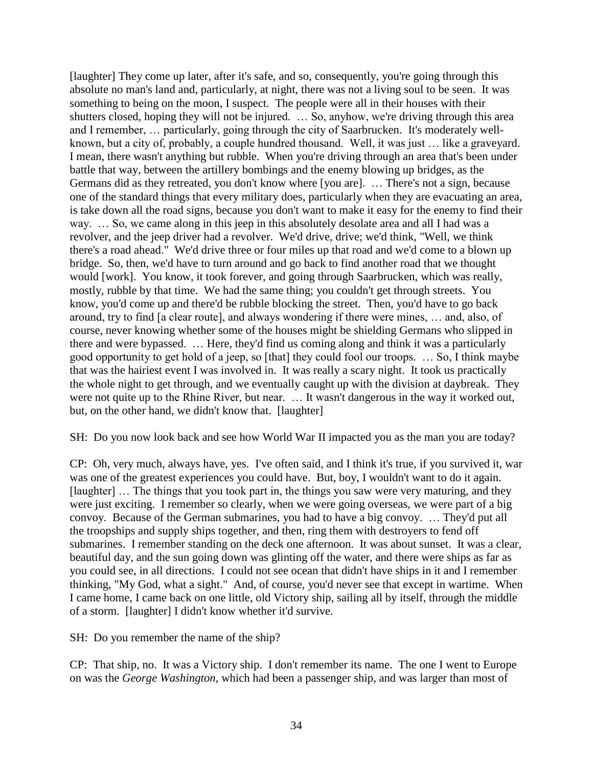[laughter] They come up later, after it's safe, and so, consequently, you're going through this absolute no man's land and, particularly, at night, there was not a living soul to be seen. It was something to being on the moon, I suspect. The people were all in their houses with their shutters closed, hoping they will not be injured. … So, anyhow, we're driving through this area and I remember, … particularly, going through the city of Saarbrucken. It's moderately well-known, but a city of, probably, a couple hundred thousand. Well, it was just … like a graveyard. I mean, there wasn't anything but rubble. When you're driving through an area that's been under battle that way, between the artillery bombings and the enemy blowing up bridges, as the Germans did as they retreated, you don't know where [you are]. … There's not a sign, because one of the standard things that every military does, particularly when they are evacuating an area, is take down all the road signs, because you don't want to make it easy for the enemy to find their way. … So, we came along in this jeep in this absolutely desolate area and all I had was a revolver, and the jeep driver had a revolver. We'd drive, drive; we'd think, "Well, we think there's a road ahead." We'd drive three or four miles up that road and we'd come to a blown up bridge. So, then, we'd have to turn around and go back to find another road that we thought would [work]. You know, it took forever, and going through Saarbrucken, which was really, mostly, rubble by that time. We had the same thing; you couldn't get through streets. You know, you'd come up and there'd be rubble blocking the street. Then, you'd have to go back around, try to find [a clear route], and always wondering if there were mines, … and, also, of course, never knowing whether some of the houses might be shielding Germans who slipped in there and were bypassed. … Here, they'd find us coming along and think it was a particularly good opportunity to get hold of a jeep, so [that] they could fool our troops. … So, I think maybe that was the hairiest event I was involved in. It was really a scary night. It took us practically the whole night to get through, and we eventually caught up with the division at daybreak. They were not quite up to the Rhine River, but near. … It wasn't dangerous in the way it worked out, but, on the other hand, we didn't know that. [laughter]

SH: Do you now look back and see how World War II impacted you as the man you are today?

CP: Oh, very much, always have, yes. I've often said, and I think it's true, if you survived it, war was one of the greatest experiences you could have. But, boy, I wouldn't want to do it again. [laughter] … The things that you took part in, the things you saw were very maturing, and they were just exciting. I remember so clearly, when we were going overseas, we were part of a big convoy. Because of the German submarines, you had to have a big convoy. … They'd put all the troopships and supply ships together, and then, ring them with destroyers to fend off submarines. I remember standing on the deck one afternoon. It was about sunset. It was a clear, beautiful day, and the sun going down was glinting off the water, and there were ships as far as you could see, in all directions. I could not see ocean that didn't have ships in it and I remember thinking, "My God, what a sight." And, of course, you'd never see that except in wartime. When I came home, I came back on one little, old Victory ship, sailing all by itself, through the middle of a storm. [laughter] I didn't know whether it'd survive.

SH: Do you remember the name of the ship?

CP: That ship, no. It was a Victory ship. I don't remember its name. The one I went to Europe on was the *George Washington*, which had been a passenger ship, and was larger than most of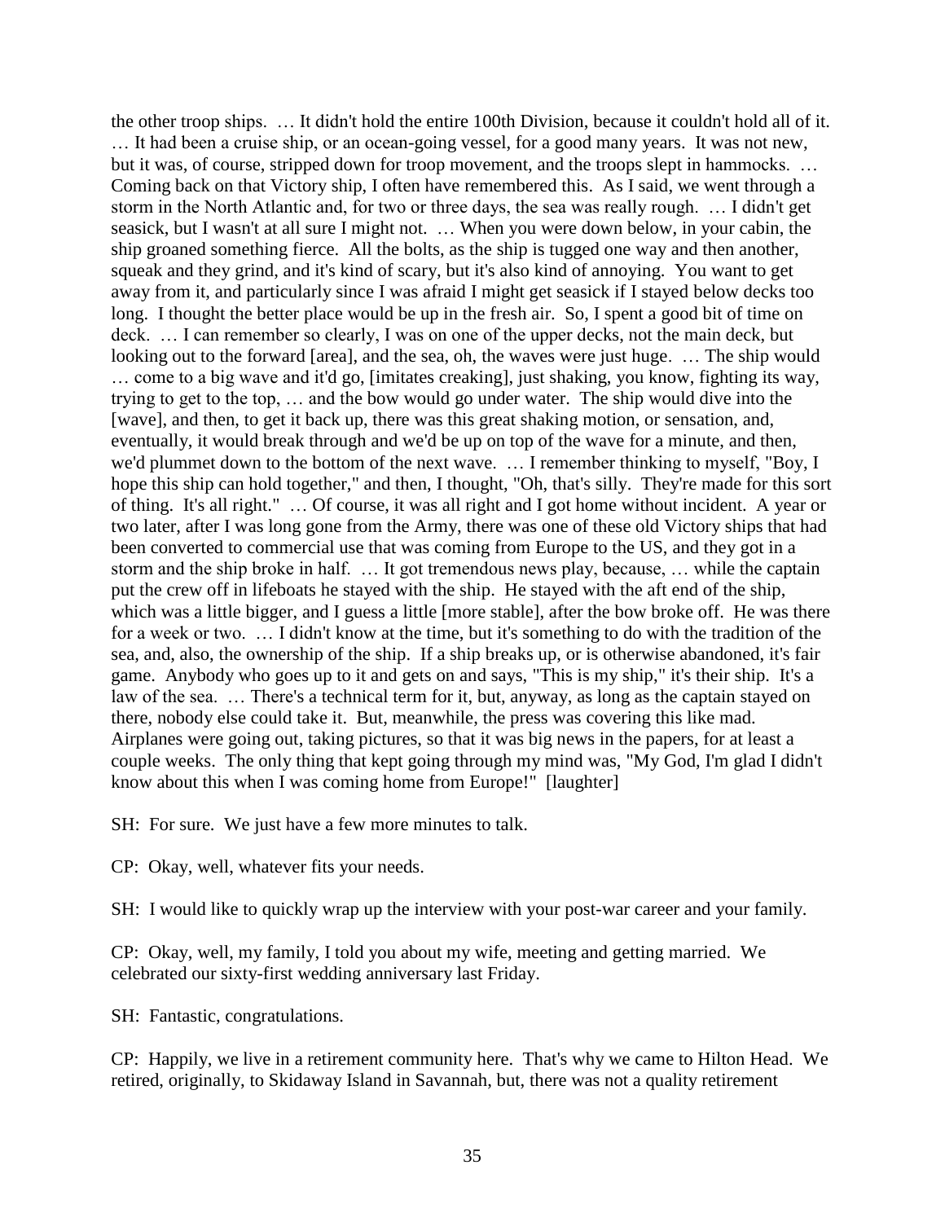the other troop ships. … It didn't hold the entire 100th Division, because it couldn't hold all of it. … It had been a cruise ship, or an ocean-going vessel, for a good many years. It was not new, but it was, of course, stripped down for troop movement, and the troops slept in hammocks. … Coming back on that Victory ship, I often have remembered this. As I said, we went through a storm in the North Atlantic and, for two or three days, the sea was really rough. … I didn't get seasick, but I wasn't at all sure I might not. … When you were down below, in your cabin, the ship groaned something fierce. All the bolts, as the ship is tugged one way and then another, squeak and they grind, and it's kind of scary, but it's also kind of annoying. You want to get away from it, and particularly since I was afraid I might get seasick if I stayed below decks too long. I thought the better place would be up in the fresh air. So, I spent a good bit of time on deck. … I can remember so clearly, I was on one of the upper decks, not the main deck, but looking out to the forward [area], and the sea, oh, the waves were just huge. … The ship would … come to a big wave and it'd go, [imitates creaking], just shaking, you know, fighting its way, trying to get to the top, … and the bow would go under water. The ship would dive into the [wave], and then, to get it back up, there was this great shaking motion, or sensation, and, eventually, it would break through and we'd be up on top of the wave for a minute, and then, we'd plummet down to the bottom of the next wave. … I remember thinking to myself, "Boy, I hope this ship can hold together," and then, I thought, "Oh, that's silly. They're made for this sort of thing. It's all right." … Of course, it was all right and I got home without incident. A year or two later, after I was long gone from the Army, there was one of these old Victory ships that had been converted to commercial use that was coming from Europe to the US, and they got in a storm and the ship broke in half. … It got tremendous news play, because, … while the captain put the crew off in lifeboats he stayed with the ship. He stayed with the aft end of the ship, which was a little bigger, and I guess a little [more stable], after the bow broke off. He was there for a week or two. … I didn't know at the time, but it's something to do with the tradition of the sea, and, also, the ownership of the ship. If a ship breaks up, or is otherwise abandoned, it's fair game. Anybody who goes up to it and gets on and says, "This is my ship," it's their ship. It's a law of the sea. … There's a technical term for it, but, anyway, as long as the captain stayed on there, nobody else could take it. But, meanwhile, the press was covering this like mad. Airplanes were going out, taking pictures, so that it was big news in the papers, for at least a couple weeks. The only thing that kept going through my mind was, "My God, I'm glad I didn't know about this when I was coming home from Europe!" [laughter]

SH: For sure. We just have a few more minutes to talk.

CP: Okay, well, whatever fits your needs.

SH: I would like to quickly wrap up the interview with your post-war career and your family.

CP: Okay, well, my family, I told you about my wife, meeting and getting married. We celebrated our sixty-first wedding anniversary last Friday.

SH: Fantastic, congratulations.

CP: Happily, we live in a retirement community here. That's why we came to Hilton Head. We retired, originally, to Skidaway Island in Savannah, but, there was not a quality retirement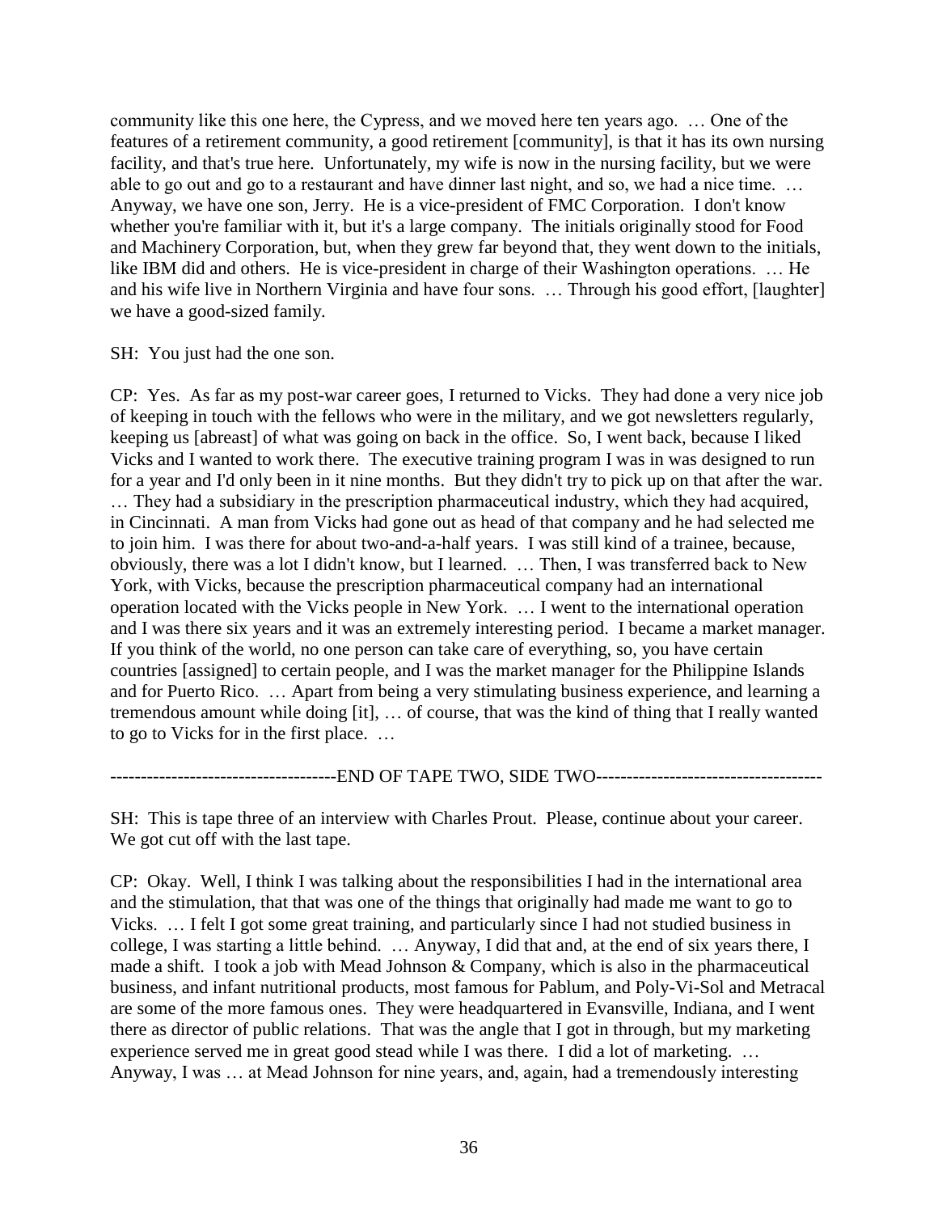community like this one here, the Cypress, and we moved here ten years ago. … One of the features of a retirement community, a good retirement [community], is that it has its own nursing facility, and that's true here. Unfortunately, my wife is now in the nursing facility, but we were able to go out and go to a restaurant and have dinner last night, and so, we had a nice time. … Anyway, we have one son, Jerry. He is a vice-president of FMC Corporation. I don't know whether you're familiar with it, but it's a large company. The initials originally stood for Food and Machinery Corporation, but, when they grew far beyond that, they went down to the initials, like IBM did and others. He is vice-president in charge of their Washington operations. … He and his wife live in Northern Virginia and have four sons. … Through his good effort, [laughter] we have a good-sized family.

SH: You just had the one son.

CP: Yes. As far as my post-war career goes, I returned to Vicks. They had done a very nice job of keeping in touch with the fellows who were in the military, and we got newsletters regularly, keeping us [abreast] of what was going on back in the office. So, I went back, because I liked Vicks and I wanted to work there. The executive training program I was in was designed to run for a year and I'd only been in it nine months. But they didn't try to pick up on that after the war. … They had a subsidiary in the prescription pharmaceutical industry, which they had acquired, in Cincinnati. A man from Vicks had gone out as head of that company and he had selected me to join him. I was there for about two-and-a-half years. I was still kind of a trainee, because, obviously, there was a lot I didn't know, but I learned. … Then, I was transferred back to New York, with Vicks, because the prescription pharmaceutical company had an international operation located with the Vicks people in New York. … I went to the international operation and I was there six years and it was an extremely interesting period. I became a market manager. If you think of the world, no one person can take care of everything, so, you have certain countries [assigned] to certain people, and I was the market manager for the Philippine Islands and for Puerto Rico. … Apart from being a very stimulating business experience, and learning a tremendous amount while doing [it], … of course, that was the kind of thing that I really wanted to go to Vicks for in the first place. …

-------------------------------------END OF TAPE TWO, SIDE TWO-------------------------------------

SH: This is tape three of an interview with Charles Prout. Please, continue about your career. We got cut off with the last tape.

CP: Okay. Well, I think I was talking about the responsibilities I had in the international area and the stimulation, that that was one of the things that originally had made me want to go to Vicks. … I felt I got some great training, and particularly since I had not studied business in college, I was starting a little behind. … Anyway, I did that and, at the end of six years there, I made a shift. I took a job with Mead Johnson & Company, which is also in the pharmaceutical business, and infant nutritional products, most famous for Pablum, and Poly-Vi-Sol and Metracal are some of the more famous ones. They were headquartered in Evansville, Indiana, and I went there as director of public relations. That was the angle that I got in through, but my marketing experience served me in great good stead while I was there. I did a lot of marketing. … Anyway, I was … at Mead Johnson for nine years, and, again, had a tremendously interesting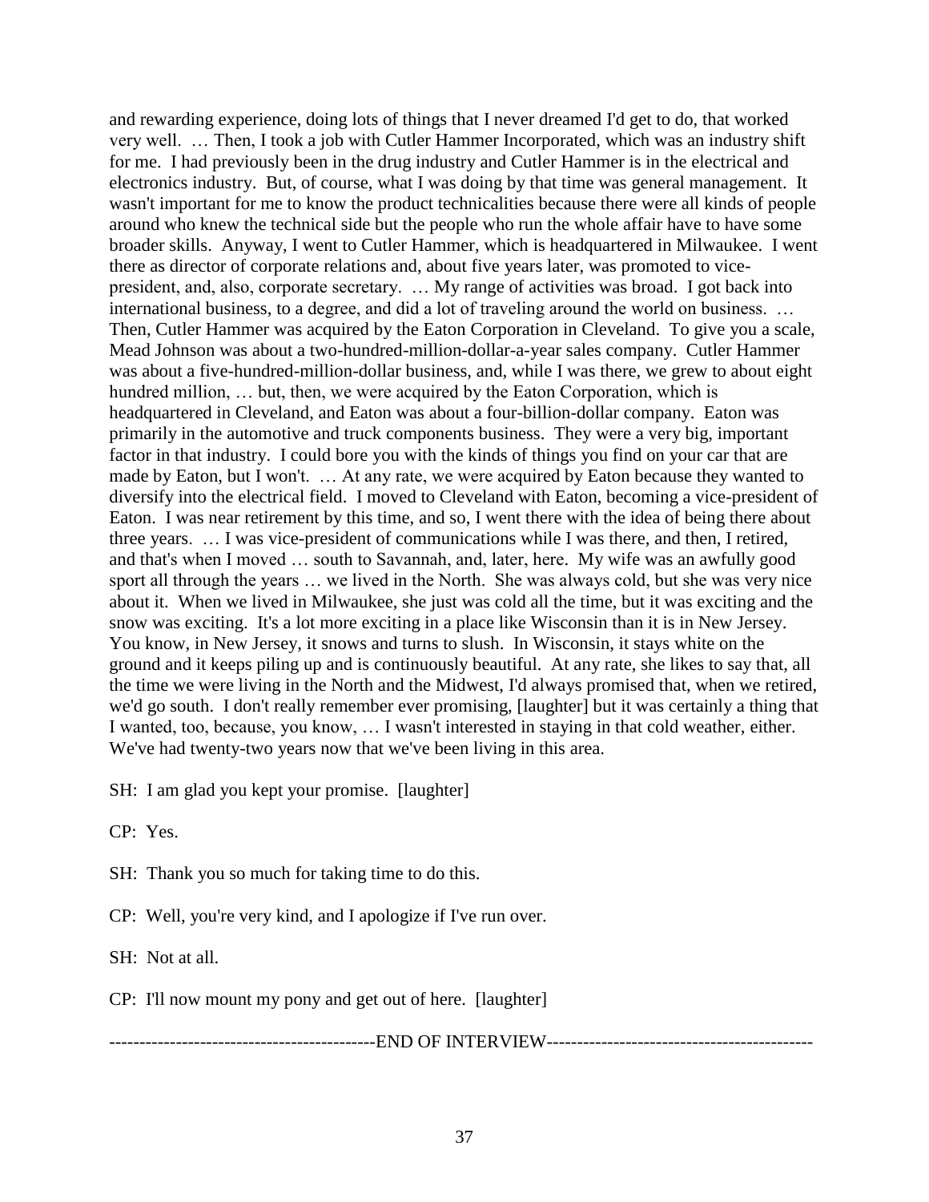and rewarding experience, doing lots of things that I never dreamed I'd get to do, that worked very well. … Then, I took a job with Cutler Hammer Incorporated, which was an industry shift for me. I had previously been in the drug industry and Cutler Hammer is in the electrical and electronics industry. But, of course, what I was doing by that time was general management. It wasn't important for me to know the product technicalities because there were all kinds of people around who knew the technical side but the people who run the whole affair have to have some broader skills. Anyway, I went to Cutler Hammer, which is headquartered in Milwaukee. I went there as director of corporate relations and, about five years later, was promoted to vice-president, and, also, corporate secretary. … My range of activities was broad. I got back into international business, to a degree, and did a lot of traveling around the world on business. … Then, Cutler Hammer was acquired by the Eaton Corporation in Cleveland. To give you a scale, Mead Johnson was about a two-hundred-million-dollar-a-year sales company. Cutler Hammer was about a five-hundred-million-dollar business, and, while I was there, we grew to about eight hundred million, … but, then, we were acquired by the Eaton Corporation, which is headquartered in Cleveland, and Eaton was about a four-billion-dollar company. Eaton was primarily in the automotive and truck components business. They were a very big, important factor in that industry. I could bore you with the kinds of things you find on your car that are made by Eaton, but I won't. … At any rate, we were acquired by Eaton because they wanted to diversify into the electrical field. I moved to Cleveland with Eaton, becoming a vice-president of Eaton. I was near retirement by this time, and so, I went there with the idea of being there about three years. … I was vice-president of communications while I was there, and then, I retired, and that's when I moved … south to Savannah, and, later, here. My wife was an awfully good sport all through the years … we lived in the North. She was always cold, but she was very nice about it. When we lived in Milwaukee, she just was cold all the time, but it was exciting and the snow was exciting. It's a lot more exciting in a place like Wisconsin than it is in New Jersey. You know, in New Jersey, it snows and turns to slush. In Wisconsin, it stays white on the ground and it keeps piling up and is continuously beautiful. At any rate, she likes to say that, all the time we were living in the North and the Midwest, I'd always promised that, when we retired, we'd go south. I don't really remember ever promising, [laughter] but it was certainly a thing that I wanted, too, because, you know, … I wasn't interested in staying in that cold weather, either. We've had twenty-two years now that we've been living in this area.

SH: I am glad you kept your promise. [laughter]

CP: Yes.

SH: Thank you so much for taking time to do this.

CP: Well, you're very kind, and I apologize if I've run over.

SH: Not at all.

CP: I'll now mount my pony and get out of here. [laughter]

-------------------------------------------END OF INTERVIEW-------------------------------------------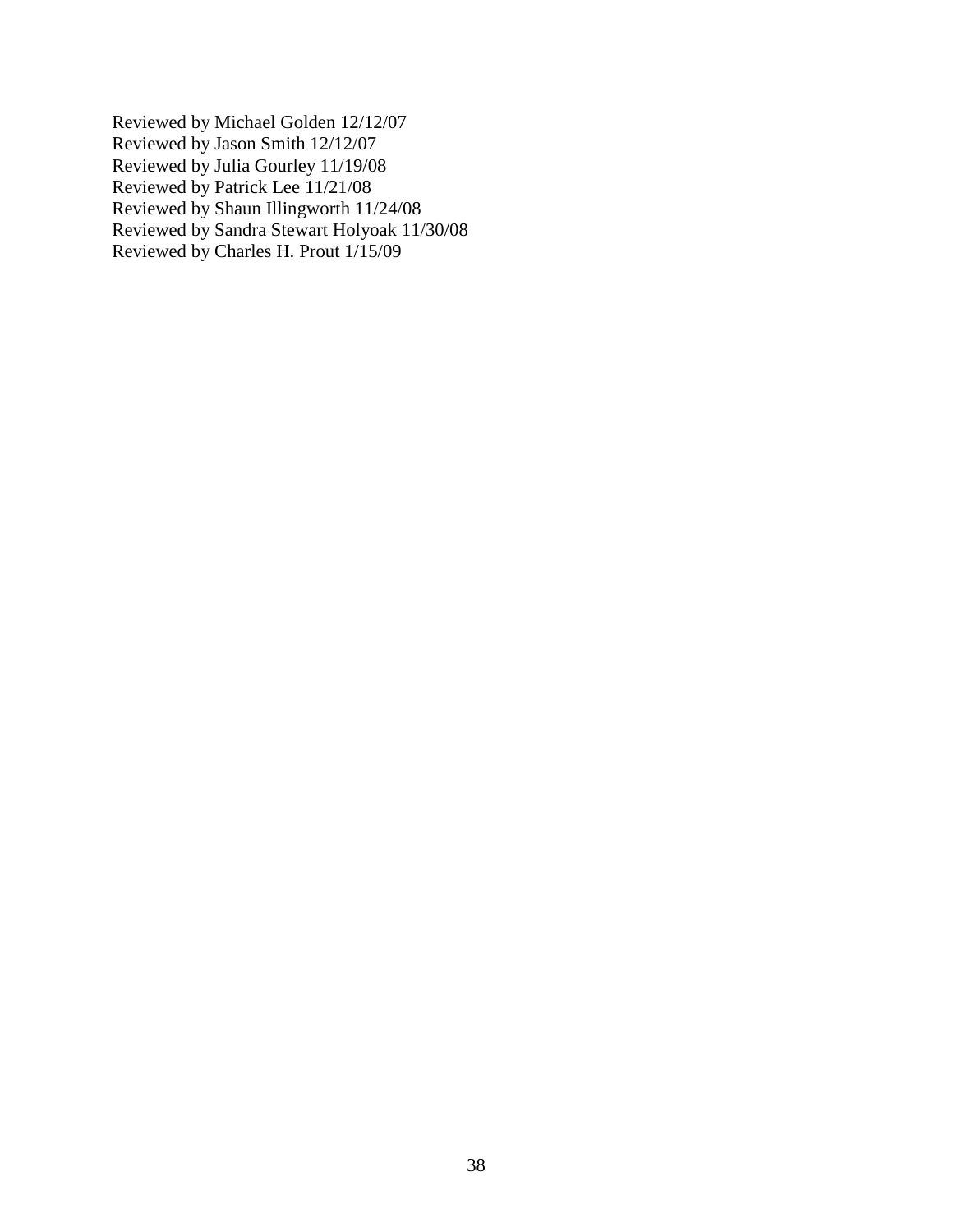Reviewed by Michael Golden 12/12/07
Reviewed by Jason Smith 12/12/07
Reviewed by Julia Gourley 11/19/08
Reviewed by Patrick Lee 11/21/08
Reviewed by Shaun Illingworth 11/24/08
Reviewed by Sandra Stewart Holyoak 11/30/08
Reviewed by Charles H. Prout 1/15/09